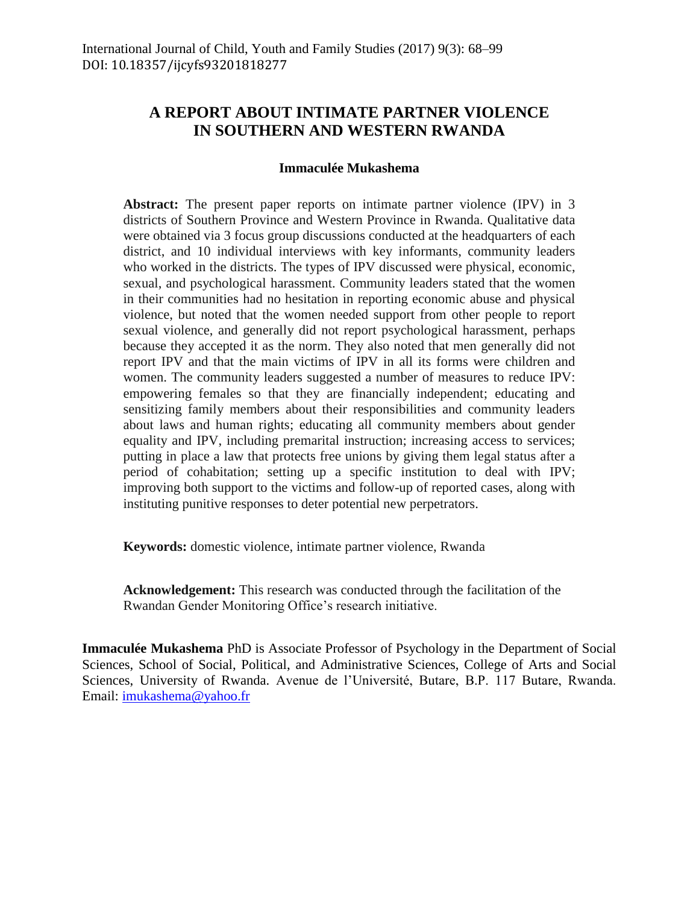International Journal of Child, Youth and Family Studies (2017) 9(3): 68–99
DOI: 10.18357/ijcyfs93201818277

# A REPORT ABOUT INTIMATE PARTNER VIOLENCE IN SOUTHERN AND WESTERN RWANDA

**Immaculée Mukashema**

**Abstract:** The present paper reports on intimate partner violence (IPV) in 3 districts of Southern Province and Western Province in Rwanda. Qualitative data were obtained via 3 focus group discussions conducted at the headquarters of each district, and 10 individual interviews with key informants, community leaders who worked in the districts. The types of IPV discussed were physical, economic, sexual, and psychological harassment. Community leaders stated that the women in their communities had no hesitation in reporting economic abuse and physical violence, but noted that the women needed support from other people to report sexual violence, and generally did not report psychological harassment, perhaps because they accepted it as the norm. They also noted that men generally did not report IPV and that the main victims of IPV in all its forms were children and women. The community leaders suggested a number of measures to reduce IPV: empowering females so that they are financially independent; educating and sensitizing family members about their responsibilities and community leaders about laws and human rights; educating all community members about gender equality and IPV, including premarital instruction; increasing access to services; putting in place a law that protects free unions by giving them legal status after a period of cohabitation; setting up a specific institution to deal with IPV; improving both support to the victims and follow-up of reported cases, along with instituting punitive responses to deter potential new perpetrators.

**Keywords:** domestic violence, intimate partner violence, Rwanda

**Acknowledgement:** This research was conducted through the facilitation of the Rwandan Gender Monitoring Office's research initiative.

**Immaculée Mukashema** PhD is Associate Professor of Psychology in the Department of Social Sciences, School of Social, Political, and Administrative Sciences, College of Arts and Social Sciences, University of Rwanda. Avenue de l'Université, Butare, B.P. 117 Butare, Rwanda. Email: imukashema@yahoo.fr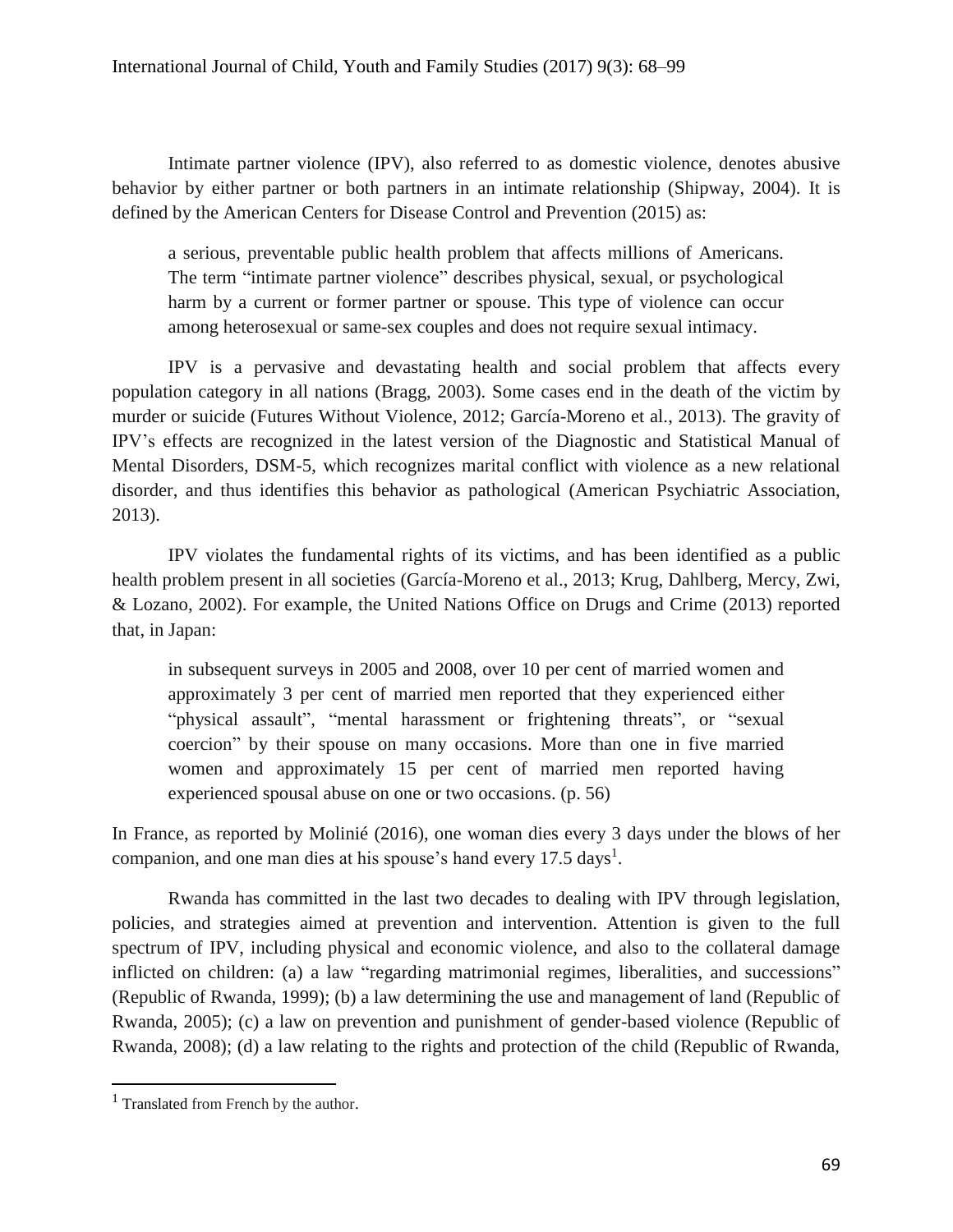Intimate partner violence (IPV), also referred to as domestic violence, denotes abusive behavior by either partner or both partners in an intimate relationship (Shipway, 2004). It is defined by the American Centers for Disease Control and Prevention (2015) as:

> a serious, preventable public health problem that affects millions of Americans. The term "intimate partner violence" describes physical, sexual, or psychological harm by a current or former partner or spouse. This type of violence can occur among heterosexual or same-sex couples and does not require sexual intimacy.

IPV is a pervasive and devastating health and social problem that affects every population category in all nations (Bragg, 2003). Some cases end in the death of the victim by murder or suicide (Futures Without Violence, 2012; García-Moreno et al., 2013). The gravity of IPV's effects are recognized in the latest version of the Diagnostic and Statistical Manual of Mental Disorders, DSM-5, which recognizes marital conflict with violence as a new relational disorder, and thus identifies this behavior as pathological (American Psychiatric Association, 2013).

IPV violates the fundamental rights of its victims, and has been identified as a public health problem present in all societies (García-Moreno et al., 2013; Krug, Dahlberg, Mercy, Zwi, & Lozano, 2002). For example, the United Nations Office on Drugs and Crime (2013) reported that, in Japan:

> in subsequent surveys in 2005 and 2008, over 10 per cent of married women and approximately 3 per cent of married men reported that they experienced either "physical assault", "mental harassment or frightening threats", or "sexual coercion" by their spouse on many occasions. More than one in five married women and approximately 15 per cent of married men reported having experienced spousal abuse on one or two occasions. (p. 56)

In France, as reported by Molinié (2016), one woman dies every 3 days under the blows of her companion, and one man dies at his spouse's hand every 17.5 days[1].

Rwanda has committed in the last two decades to dealing with IPV through legislation, policies, and strategies aimed at prevention and intervention. Attention is given to the full spectrum of IPV, including physical and economic violence, and also to the collateral damage inflicted on children: (a) a law "regarding matrimonial regimes, liberalities, and successions" (Republic of Rwanda, 1999); (b) a law determining the use and management of land (Republic of Rwanda, 2005); (c) a law on prevention and punishment of gender-based violence (Republic of Rwanda, 2008); (d) a law relating to the rights and protection of the child (Republic of Rwanda,

---

[1] Translated from French by the author.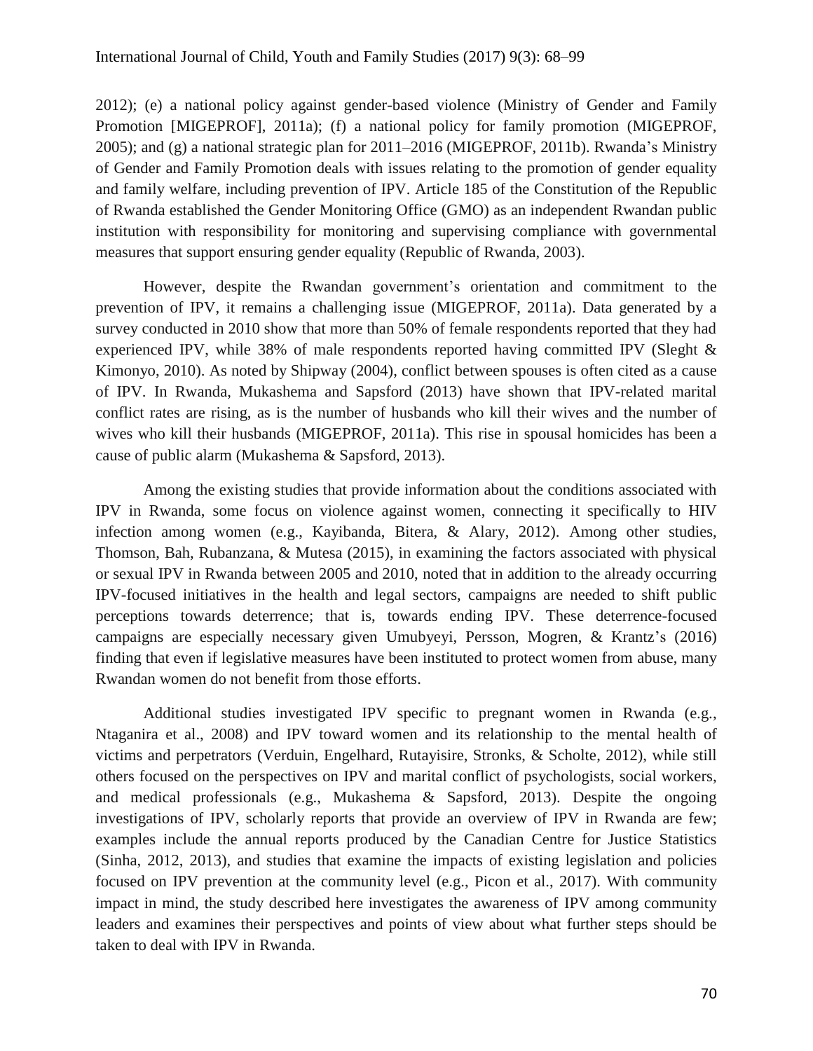2012); (e) a national policy against gender-based violence (Ministry of Gender and Family Promotion [MIGEPROF], 2011a); (f) a national policy for family promotion (MIGEPROF, 2005); and (g) a national strategic plan for 2011–2016 (MIGEPROF, 2011b). Rwanda's Ministry of Gender and Family Promotion deals with issues relating to the promotion of gender equality and family welfare, including prevention of IPV. Article 185 of the Constitution of the Republic of Rwanda established the Gender Monitoring Office (GMO) as an independent Rwandan public institution with responsibility for monitoring and supervising compliance with governmental measures that support ensuring gender equality (Republic of Rwanda, 2003).

However, despite the Rwandan government's orientation and commitment to the prevention of IPV, it remains a challenging issue (MIGEPROF, 2011a). Data generated by a survey conducted in 2010 show that more than 50% of female respondents reported that they had experienced IPV, while 38% of male respondents reported having committed IPV (Sleght & Kimonyo, 2010). As noted by Shipway (2004), conflict between spouses is often cited as a cause of IPV. In Rwanda, Mukashema and Sapsford (2013) have shown that IPV-related marital conflict rates are rising, as is the number of husbands who kill their wives and the number of wives who kill their husbands (MIGEPROF, 2011a). This rise in spousal homicides has been a cause of public alarm (Mukashema & Sapsford, 2013).

Among the existing studies that provide information about the conditions associated with IPV in Rwanda, some focus on violence against women, connecting it specifically to HIV infection among women (e.g., Kayibanda, Bitera, & Alary, 2012). Among other studies, Thomson, Bah, Rubanzana, & Mutesa (2015), in examining the factors associated with physical or sexual IPV in Rwanda between 2005 and 2010, noted that in addition to the already occurring IPV-focused initiatives in the health and legal sectors, campaigns are needed to shift public perceptions towards deterrence; that is, towards ending IPV. These deterrence-focused campaigns are especially necessary given Umubyeyi, Persson, Mogren, & Krantz's (2016) finding that even if legislative measures have been instituted to protect women from abuse, many Rwandan women do not benefit from those efforts.

Additional studies investigated IPV specific to pregnant women in Rwanda (e.g., Ntaganira et al., 2008) and IPV toward women and its relationship to the mental health of victims and perpetrators (Verduin, Engelhard, Rutayisire, Stronks, & Scholte, 2012), while still others focused on the perspectives on IPV and marital conflict of psychologists, social workers, and medical professionals (e.g., Mukashema & Sapsford, 2013). Despite the ongoing investigations of IPV, scholarly reports that provide an overview of IPV in Rwanda are few; examples include the annual reports produced by the Canadian Centre for Justice Statistics (Sinha, 2012, 2013), and studies that examine the impacts of existing legislation and policies focused on IPV prevention at the community level (e.g., Picon et al., 2017). With community impact in mind, the study described here investigates the awareness of IPV among community leaders and examines their perspectives and points of view about what further steps should be taken to deal with IPV in Rwanda.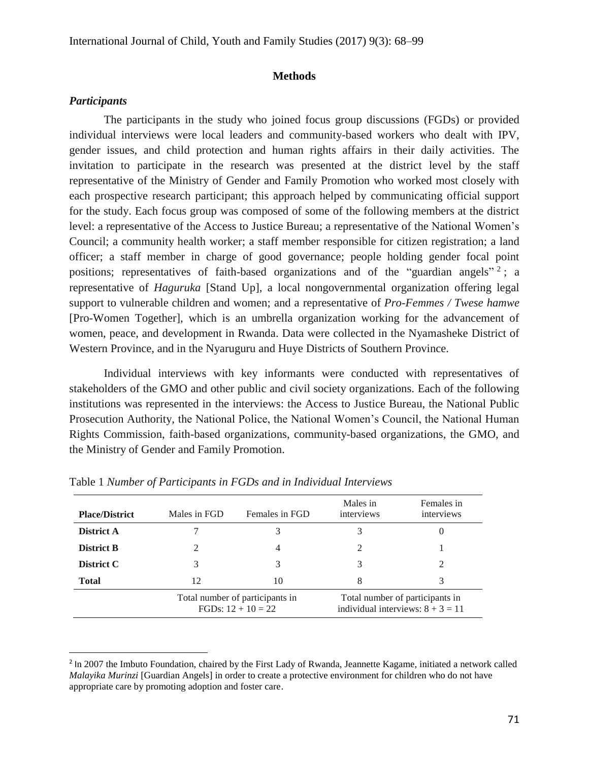## Methods

### *Participants*

The participants in the study who joined focus group discussions (FGDs) or provided individual interviews were local leaders and community-based workers who dealt with IPV, gender issues, and child protection and human rights affairs in their daily activities. The invitation to participate in the research was presented at the district level by the staff representative of the Ministry of Gender and Family Promotion who worked most closely with each prospective research participant; this approach helped by communicating official support for the study. Each focus group was composed of some of the following members at the district level: a representative of the Access to Justice Bureau; a representative of the National Women's Council; a community health worker; a staff member responsible for citizen registration; a land officer; a staff member in charge of good governance; people holding gender focal point positions; representatives of faith-based organizations and of the "guardian angels"[2]; a representative of *Haguruka* [Stand Up], a local nongovernmental organization offering legal support to vulnerable children and women; and a representative of *Pro-Femmes / Twese hamwe* [Pro-Women Together], which is an umbrella organization working for the advancement of women, peace, and development in Rwanda. Data were collected in the Nyamasheke District of Western Province, and in the Nyaruguru and Huye Districts of Southern Province.

Individual interviews with key informants were conducted with representatives of stakeholders of the GMO and other public and civil society organizations. Each of the following institutions was represented in the interviews: the Access to Justice Bureau, the National Public Prosecution Authority, the National Police, the National Women's Council, the National Human Rights Commission, faith-based organizations, community-based organizations, the GMO, and the Ministry of Gender and Family Promotion.

Table 1 *Number of Participants in FGDs and in Individual Interviews*

| **Place/District** | Males in FGD | Females in FGD | Males in interviews | Females in interviews |
|---|---|---|---|---|
| **District A** | 7 | 3 | 3 | 0 |
| **District B** | 2 | 4 | 2 | 1 |
| **District C** | 3 | 3 | 3 | 2 |
| **Total** | 12 | 10 | 8 | 3 |
| | Total number of participants in FGDs: 12 + 10 = 22 | | Total number of participants in individual interviews: 8 + 3 = 11 | |

[2] In 2007 the Imbuto Foundation, chaired by the First Lady of Rwanda, Jeannette Kagame, initiated a network called *Malayika Murinzi* [Guardian Angels] in order to create a protective environment for children who do not have appropriate care by promoting adoption and foster care.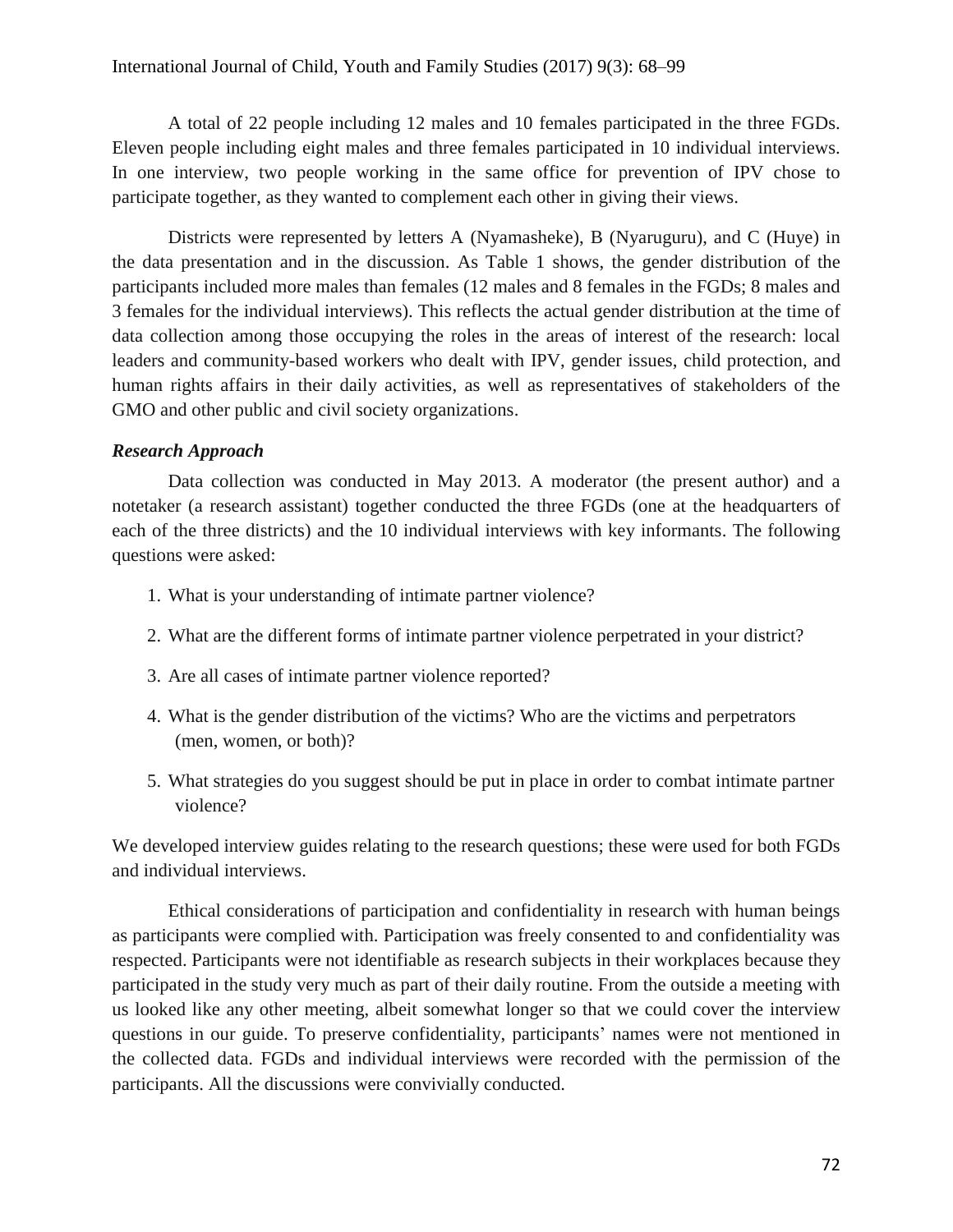A total of 22 people including 12 males and 10 females participated in the three FGDs. Eleven people including eight males and three females participated in 10 individual interviews. In one interview, two people working in the same office for prevention of IPV chose to participate together, as they wanted to complement each other in giving their views.

Districts were represented by letters A (Nyamasheke), B (Nyaruguru), and C (Huye) in the data presentation and in the discussion. As Table 1 shows, the gender distribution of the participants included more males than females (12 males and 8 females in the FGDs; 8 males and 3 females for the individual interviews). This reflects the actual gender distribution at the time of data collection among those occupying the roles in the areas of interest of the research: local leaders and community-based workers who dealt with IPV, gender issues, child protection, and human rights affairs in their daily activities, as well as representatives of stakeholders of the GMO and other public and civil society organizations.

### *Research Approach*

Data collection was conducted in May 2013. A moderator (the present author) and a notetaker (a research assistant) together conducted the three FGDs (one at the headquarters of each of the three districts) and the 10 individual interviews with key informants. The following questions were asked:

1. What is your understanding of intimate partner violence?
2. What are the different forms of intimate partner violence perpetrated in your district?
3. Are all cases of intimate partner violence reported?
4. What is the gender distribution of the victims? Who are the victims and perpetrators (men, women, or both)?
5. What strategies do you suggest should be put in place in order to combat intimate partner violence?

We developed interview guides relating to the research questions; these were used for both FGDs and individual interviews.

Ethical considerations of participation and confidentiality in research with human beings as participants were complied with. Participation was freely consented to and confidentiality was respected. Participants were not identifiable as research subjects in their workplaces because they participated in the study very much as part of their daily routine. From the outside a meeting with us looked like any other meeting, albeit somewhat longer so that we could cover the interview questions in our guide. To preserve confidentiality, participants' names were not mentioned in the collected data. FGDs and individual interviews were recorded with the permission of the participants. All the discussions were convivially conducted.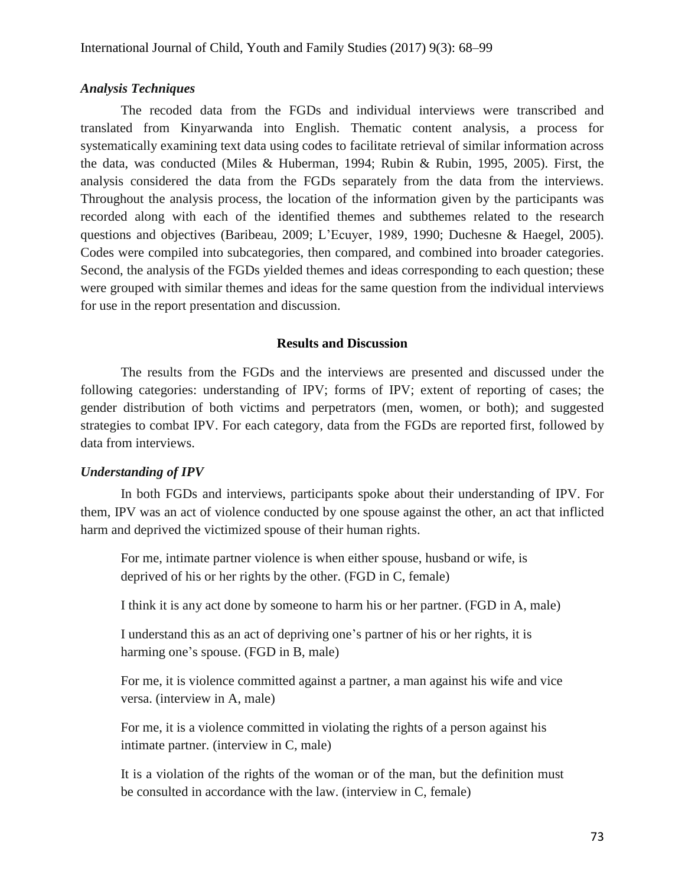### *Analysis Techniques*

The recoded data from the FGDs and individual interviews were transcribed and translated from Kinyarwanda into English. Thematic content analysis, a process for systematically examining text data using codes to facilitate retrieval of similar information across the data, was conducted (Miles & Huberman, 1994; Rubin & Rubin, 1995, 2005). First, the analysis considered the data from the FGDs separately from the data from the interviews. Throughout the analysis process, the location of the information given by the participants was recorded along with each of the identified themes and subthemes related to the research questions and objectives (Baribeau, 2009; L'Ecuyer, 1989, 1990; Duchesne & Haegel, 2005). Codes were compiled into subcategories, then compared, and combined into broader categories. Second, the analysis of the FGDs yielded themes and ideas corresponding to each question; these were grouped with similar themes and ideas for the same question from the individual interviews for use in the report presentation and discussion.

## Results and Discussion

The results from the FGDs and the interviews are presented and discussed under the following categories: understanding of IPV; forms of IPV; extent of reporting of cases; the gender distribution of both victims and perpetrators (men, women, or both); and suggested strategies to combat IPV. For each category, data from the FGDs are reported first, followed by data from interviews.

### *Understanding of IPV*

In both FGDs and interviews, participants spoke about their understanding of IPV. For them, IPV was an act of violence conducted by one spouse against the other, an act that inflicted harm and deprived the victimized spouse of their human rights.

> For me, intimate partner violence is when either spouse, husband or wife, is deprived of his or her rights by the other. (FGD in C, female)
>
> I think it is any act done by someone to harm his or her partner. (FGD in A, male)
>
> I understand this as an act of depriving one's partner of his or her rights, it is harming one's spouse. (FGD in B, male)
>
> For me, it is violence committed against a partner, a man against his wife and vice versa. (interview in A, male)
>
> For me, it is a violence committed in violating the rights of a person against his intimate partner. (interview in C, male)
>
> It is a violation of the rights of the woman or of the man, but the definition must be consulted in accordance with the law. (interview in C, female)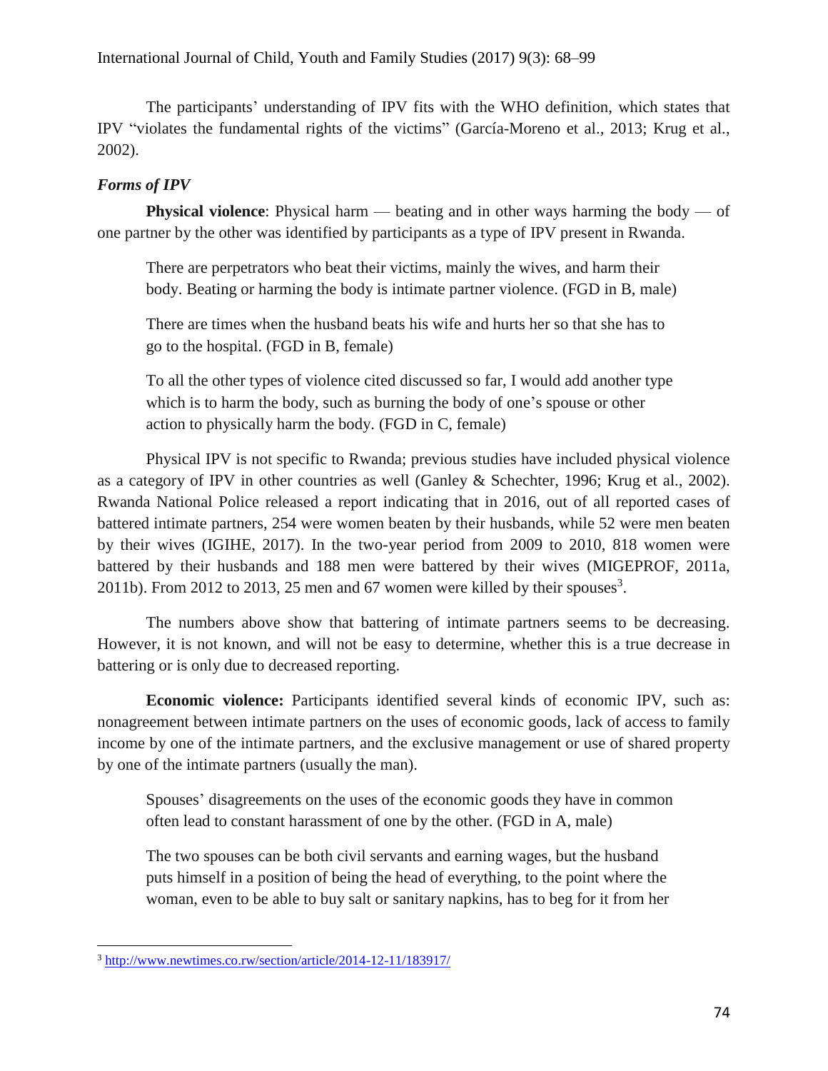The participants' understanding of IPV fits with the WHO definition, which states that IPV "violates the fundamental rights of the victims" (García-Moreno et al., 2013; Krug et al., 2002).

### *Forms of IPV*

**Physical violence**: Physical harm — beating and in other ways harming the body — of one partner by the other was identified by participants as a type of IPV present in Rwanda.

> There are perpetrators who beat their victims, mainly the wives, and harm their body. Beating or harming the body is intimate partner violence. (FGD in B, male)

> There are times when the husband beats his wife and hurts her so that she has to go to the hospital. (FGD in B, female)

> To all the other types of violence cited discussed so far, I would add another type which is to harm the body, such as burning the body of one's spouse or other action to physically harm the body. (FGD in C, female)

Physical IPV is not specific to Rwanda; previous studies have included physical violence as a category of IPV in other countries as well (Ganley & Schechter, 1996; Krug et al., 2002). Rwanda National Police released a report indicating that in 2016, out of all reported cases of battered intimate partners, 254 were women beaten by their husbands, while 52 were men beaten by their wives (IGIHE, 2017). In the two-year period from 2009 to 2010, 818 women were battered by their husbands and 188 men were battered by their wives (MIGEPROF, 2011a, 2011b). From 2012 to 2013, 25 men and 67 women were killed by their spouses[3].

The numbers above show that battering of intimate partners seems to be decreasing. However, it is not known, and will not be easy to determine, whether this is a true decrease in battering or is only due to decreased reporting.

**Economic violence:** Participants identified several kinds of economic IPV, such as: nonagreement between intimate partners on the uses of economic goods, lack of access to family income by one of the intimate partners, and the exclusive management or use of shared property by one of the intimate partners (usually the man).

> Spouses' disagreements on the uses of the economic goods they have in common often lead to constant harassment of one by the other. (FGD in A, male)

> The two spouses can be both civil servants and earning wages, but the husband puts himself in a position of being the head of everything, to the point where the woman, even to be able to buy salt or sanitary napkins, has to beg for it from her

[3] http://www.newtimes.co.rw/section/article/2014-12-11/183917/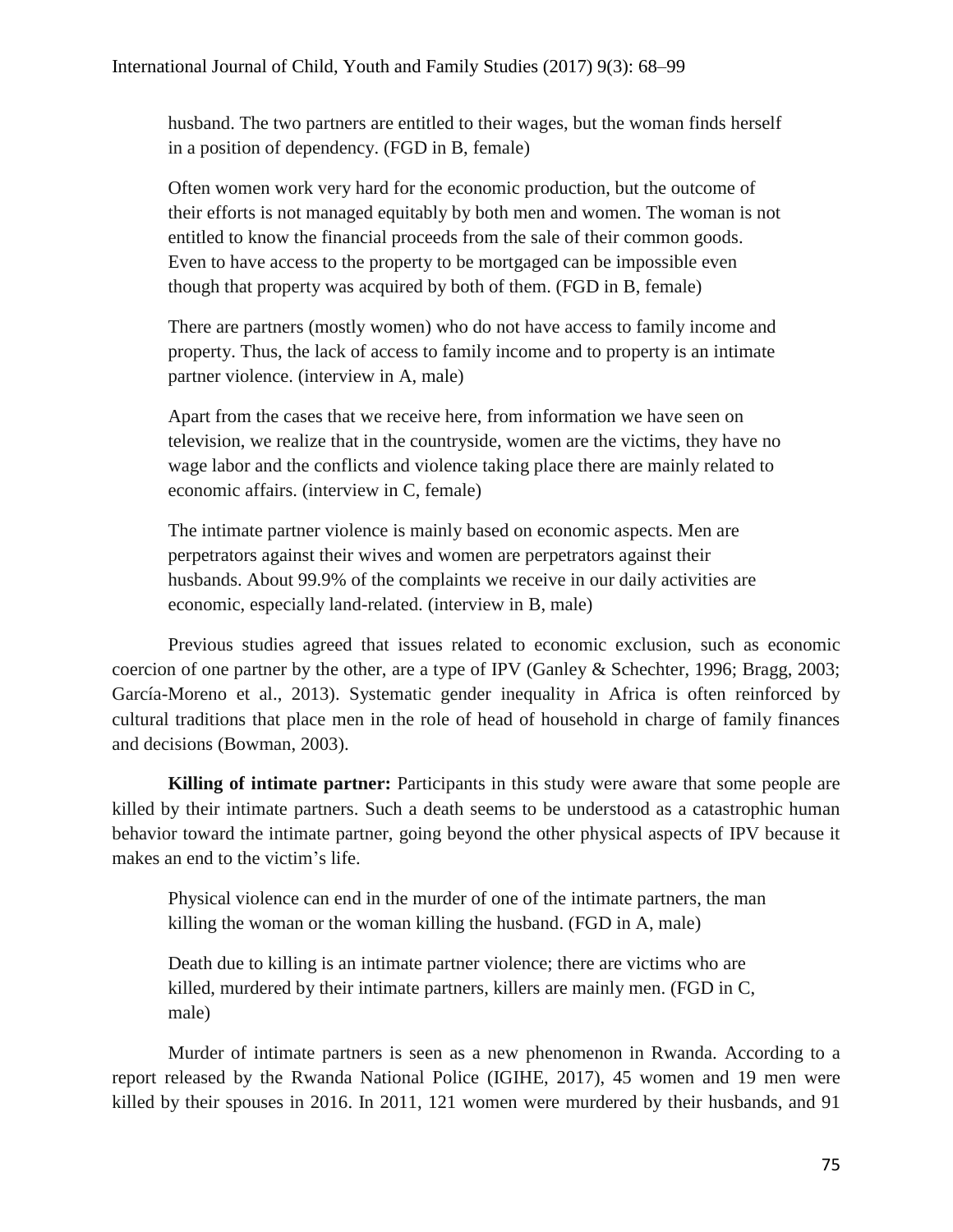husband. The two partners are entitled to their wages, but the woman finds herself in a position of dependency. (FGD in B, female)

> Often women work very hard for the economic production, but the outcome of their efforts is not managed equitably by both men and women. The woman is not entitled to know the financial proceeds from the sale of their common goods. Even to have access to the property to be mortgaged can be impossible even though that property was acquired by both of them. (FGD in B, female)

> There are partners (mostly women) who do not have access to family income and property. Thus, the lack of access to family income and to property is an intimate partner violence. (interview in A, male)

> Apart from the cases that we receive here, from information we have seen on television, we realize that in the countryside, women are the victims, they have no wage labor and the conflicts and violence taking place there are mainly related to economic affairs. (interview in C, female)

> The intimate partner violence is mainly based on economic aspects. Men are perpetrators against their wives and women are perpetrators against their husbands. About 99.9% of the complaints we receive in our daily activities are economic, especially land-related. (interview in B, male)

Previous studies agreed that issues related to economic exclusion, such as economic coercion of one partner by the other, are a type of IPV (Ganley & Schechter, 1996; Bragg, 2003; García-Moreno et al., 2013). Systematic gender inequality in Africa is often reinforced by cultural traditions that place men in the role of head of household in charge of family finances and decisions (Bowman, 2003).

**Killing of intimate partner:** Participants in this study were aware that some people are killed by their intimate partners. Such a death seems to be understood as a catastrophic human behavior toward the intimate partner, going beyond the other physical aspects of IPV because it makes an end to the victim's life.

> Physical violence can end in the murder of one of the intimate partners, the man killing the woman or the woman killing the husband. (FGD in A, male)

> Death due to killing is an intimate partner violence; there are victims who are killed, murdered by their intimate partners, killers are mainly men. (FGD in C, male)

Murder of intimate partners is seen as a new phenomenon in Rwanda. According to a report released by the Rwanda National Police (IGIHE, 2017), 45 women and 19 men were killed by their spouses in 2016. In 2011, 121 women were murdered by their husbands, and 91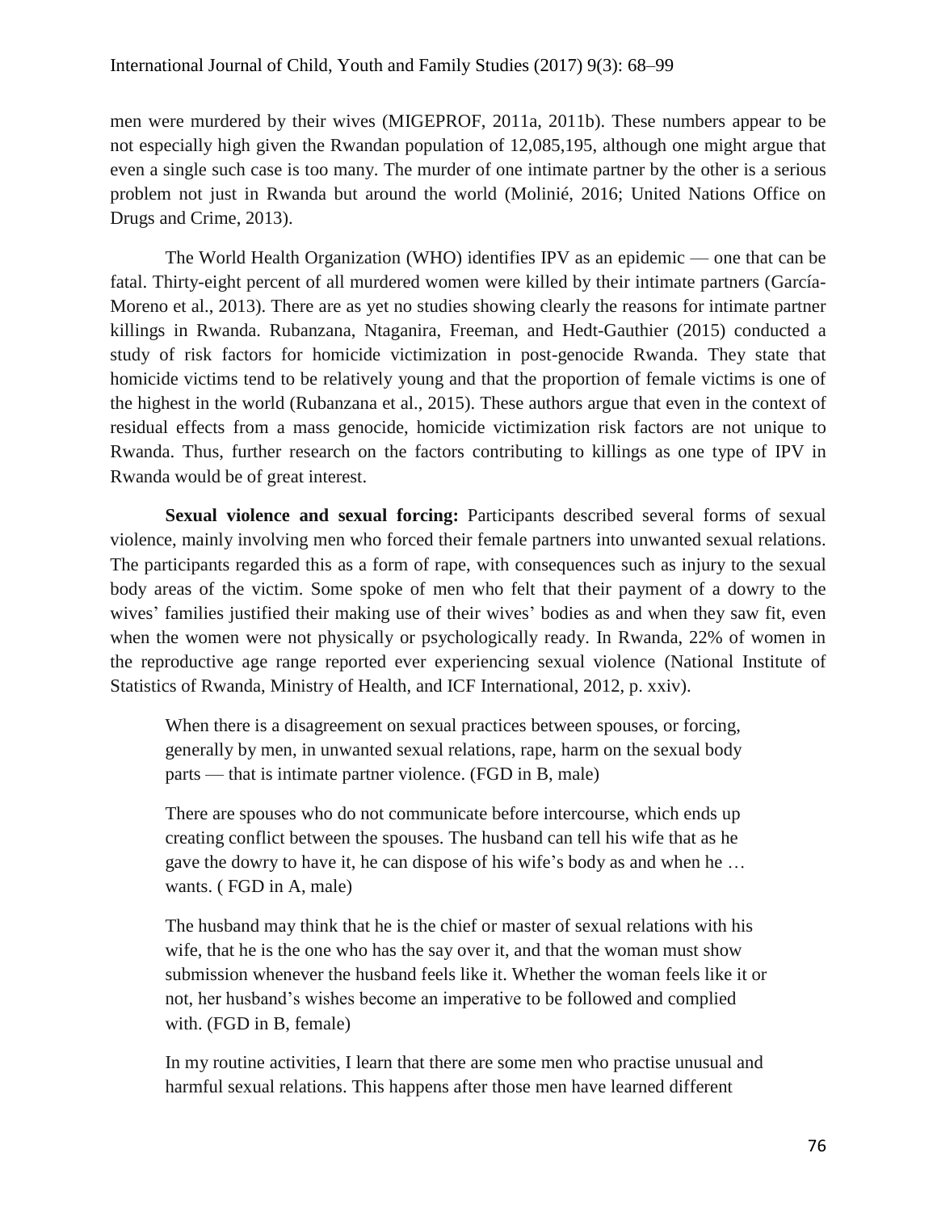men were murdered by their wives (MIGEPROF, 2011a, 2011b). These numbers appear to be not especially high given the Rwandan population of 12,085,195, although one might argue that even a single such case is too many. The murder of one intimate partner by the other is a serious problem not just in Rwanda but around the world (Moliníé, 2016; United Nations Office on Drugs and Crime, 2013).

The World Health Organization (WHO) identifies IPV as an epidemic — one that can be fatal. Thirty-eight percent of all murdered women were killed by their intimate partners (García-Moreno et al., 2013). There are as yet no studies showing clearly the reasons for intimate partner killings in Rwanda. Rubanzana, Ntaganira, Freeman, and Hedt-Gauthier (2015) conducted a study of risk factors for homicide victimization in post-genocide Rwanda. They state that homicide victims tend to be relatively young and that the proportion of female victims is one of the highest in the world (Rubanzana et al., 2015). These authors argue that even in the context of residual effects from a mass genocide, homicide victimization risk factors are not unique to Rwanda. Thus, further research on the factors contributing to killings as one type of IPV in Rwanda would be of great interest.

**Sexual violence and sexual forcing:** Participants described several forms of sexual violence, mainly involving men who forced their female partners into unwanted sexual relations. The participants regarded this as a form of rape, with consequences such as injury to the sexual body areas of the victim. Some spoke of men who felt that their payment of a dowry to the wives' families justified their making use of their wives' bodies as and when they saw fit, even when the women were not physically or psychologically ready. In Rwanda, 22% of women in the reproductive age range reported ever experiencing sexual violence (National Institute of Statistics of Rwanda, Ministry of Health, and ICF International, 2012, p. xxiv).

> When there is a disagreement on sexual practices between spouses, or forcing, generally by men, in unwanted sexual relations, rape, harm on the sexual body parts — that is intimate partner violence. (FGD in B, male)

> There are spouses who do not communicate before intercourse, which ends up creating conflict between the spouses. The husband can tell his wife that as he gave the dowry to have it, he can dispose of his wife's body as and when he … wants. ( FGD in A, male)

> The husband may think that he is the chief or master of sexual relations with his wife, that he is the one who has the say over it, and that the woman must show submission whenever the husband feels like it. Whether the woman feels like it or not, her husband's wishes become an imperative to be followed and complied with. (FGD in B, female)

> In my routine activities, I learn that there are some men who practise unusual and harmful sexual relations. This happens after those men have learned different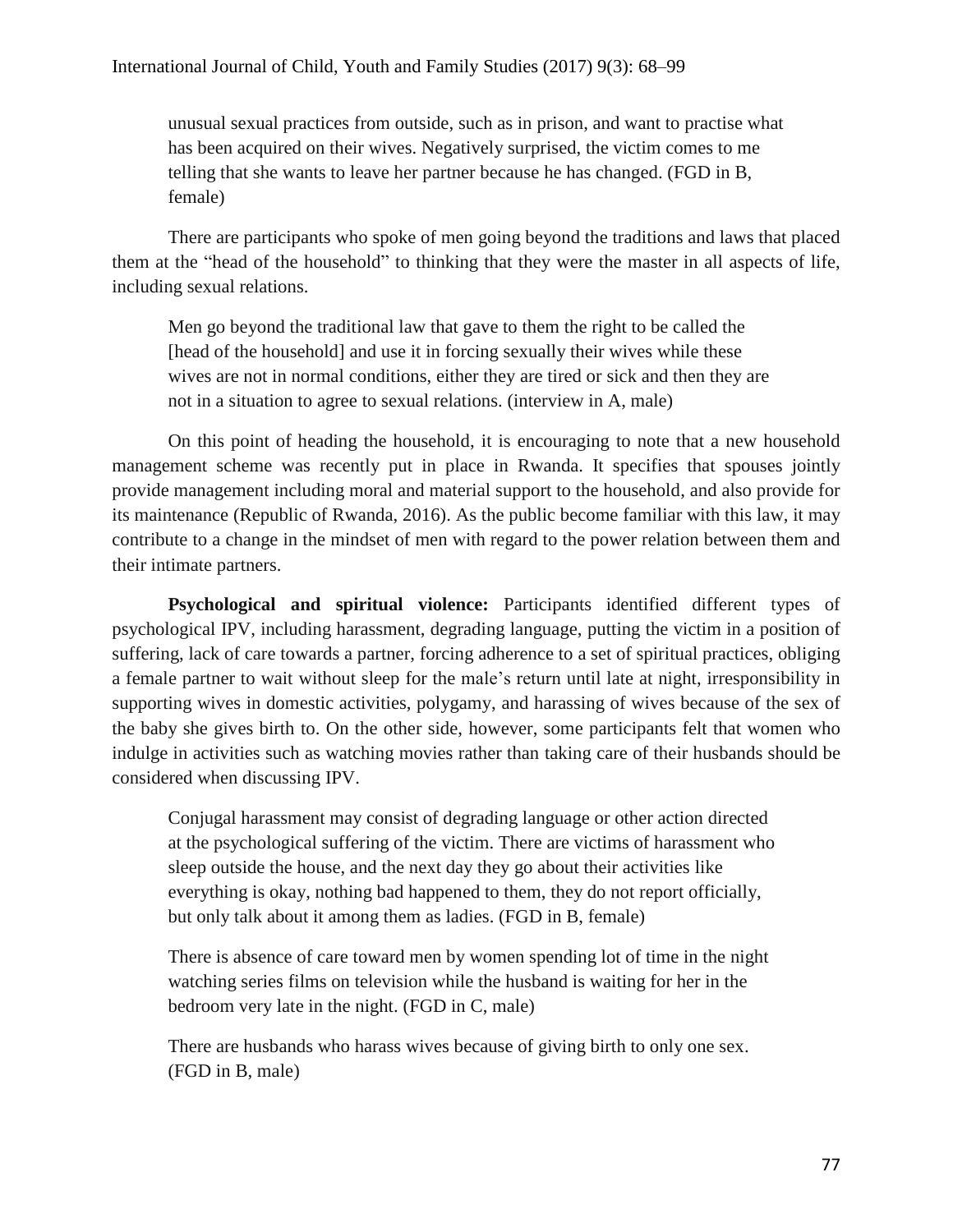> unusual sexual practices from outside, such as in prison, and want to practise what has been acquired on their wives. Negatively surprised, the victim comes to me telling that she wants to leave her partner because he has changed. (FGD in B, female)

There are participants who spoke of men going beyond the traditions and laws that placed them at the "head of the household" to thinking that they were the master in all aspects of life, including sexual relations.

> Men go beyond the traditional law that gave to them the right to be called the [head of the household] and use it in forcing sexually their wives while these wives are not in normal conditions, either they are tired or sick and then they are not in a situation to agree to sexual relations. (interview in A, male)

On this point of heading the household, it is encouraging to note that a new household management scheme was recently put in place in Rwanda. It specifies that spouses jointly provide management including moral and material support to the household, and also provide for its maintenance (Republic of Rwanda, 2016). As the public become familiar with this law, it may contribute to a change in the mindset of men with regard to the power relation between them and their intimate partners.

**Psychological and spiritual violence:** Participants identified different types of psychological IPV, including harassment, degrading language, putting the victim in a position of suffering, lack of care towards a partner, forcing adherence to a set of spiritual practices, obliging a female partner to wait without sleep for the male's return until late at night, irresponsibility in supporting wives in domestic activities, polygamy, and harassing of wives because of the sex of the baby she gives birth to. On the other side, however, some participants felt that women who indulge in activities such as watching movies rather than taking care of their husbands should be considered when discussing IPV.

> Conjugal harassment may consist of degrading language or other action directed at the psychological suffering of the victim. There are victims of harassment who sleep outside the house, and the next day they go about their activities like everything is okay, nothing bad happened to them, they do not report officially, but only talk about it among them as ladies. (FGD in B, female)

> There is absence of care toward men by women spending lot of time in the night watching series films on television while the husband is waiting for her in the bedroom very late in the night. (FGD in C, male)

> There are husbands who harass wives because of giving birth to only one sex. (FGD in B, male)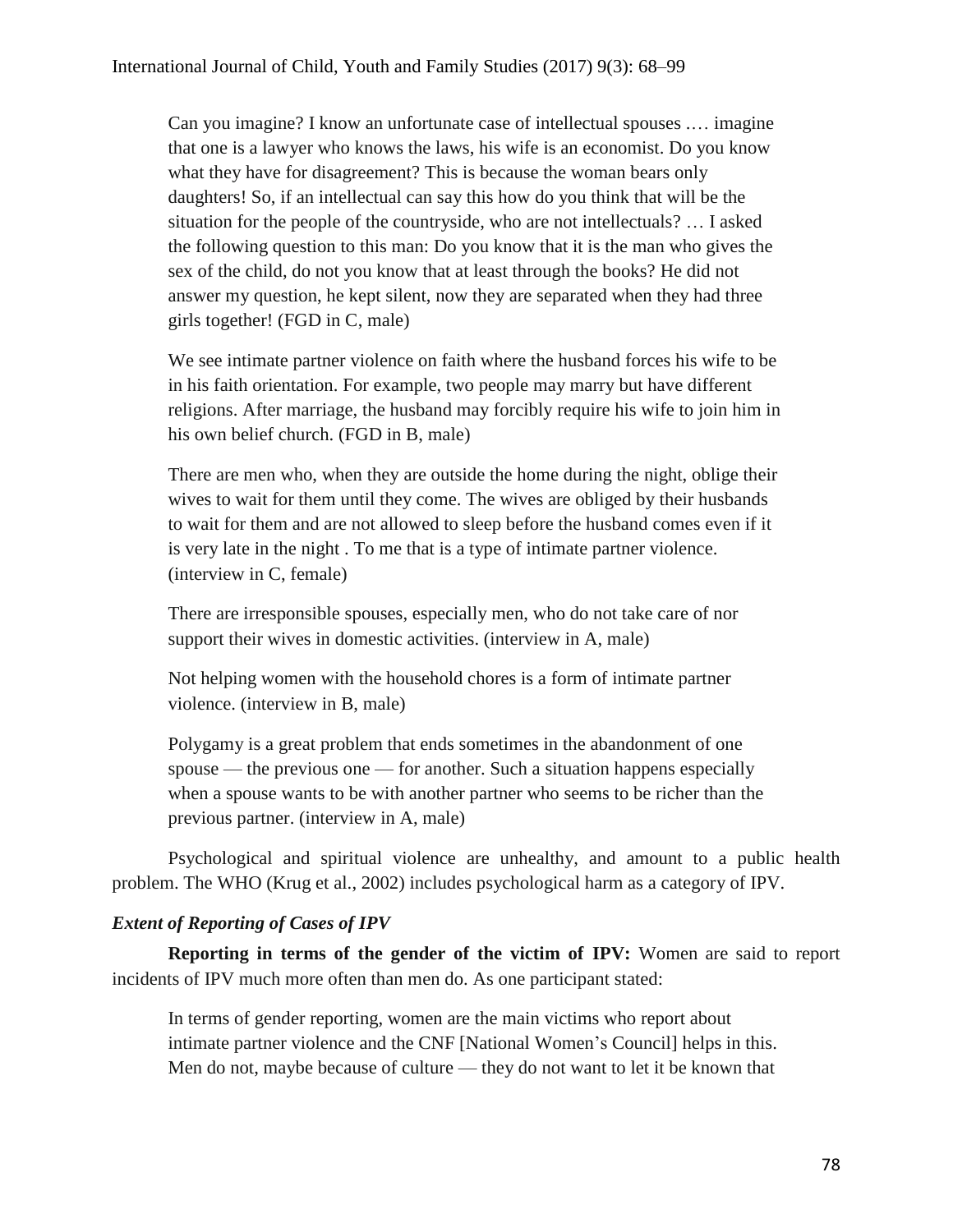> Can you imagine? I know an unfortunate case of intellectual spouses .… imagine that one is a lawyer who knows the laws, his wife is an economist. Do you know what they have for disagreement? This is because the woman bears only daughters! So, if an intellectual can say this how do you think that will be the situation for the people of the countryside, who are not intellectuals? … I asked the following question to this man: Do you know that it is the man who gives the sex of the child, do not you know that at least through the books? He did not answer my question, he kept silent, now they are separated when they had three girls together! (FGD in C, male)

> We see intimate partner violence on faith where the husband forces his wife to be in his faith orientation. For example, two people may marry but have different religions. After marriage, the husband may forcibly require his wife to join him in his own belief church. (FGD in B, male)

> There are men who, when they are outside the home during the night, oblige their wives to wait for them until they come. The wives are obliged by their husbands to wait for them and are not allowed to sleep before the husband comes even if it is very late in the night . To me that is a type of intimate partner violence. (interview in C, female)

> There are irresponsible spouses, especially men, who do not take care of nor support their wives in domestic activities. (interview in A, male)

> Not helping women with the household chores is a form of intimate partner violence. (interview in B, male)

> Polygamy is a great problem that ends sometimes in the abandonment of one spouse — the previous one — for another. Such a situation happens especially when a spouse wants to be with another partner who seems to be richer than the previous partner. (interview in A, male)

Psychological and spiritual violence are unhealthy, and amount to a public health problem. The WHO (Krug et al., 2002) includes psychological harm as a category of IPV.

### *Extent of Reporting of Cases of IPV*

**Reporting in terms of the gender of the victim of IPV:** Women are said to report incidents of IPV much more often than men do. As one participant stated:

> In terms of gender reporting, women are the main victims who report about intimate partner violence and the CNF [National Women's Council] helps in this. Men do not, maybe because of culture — they do not want to let it be known that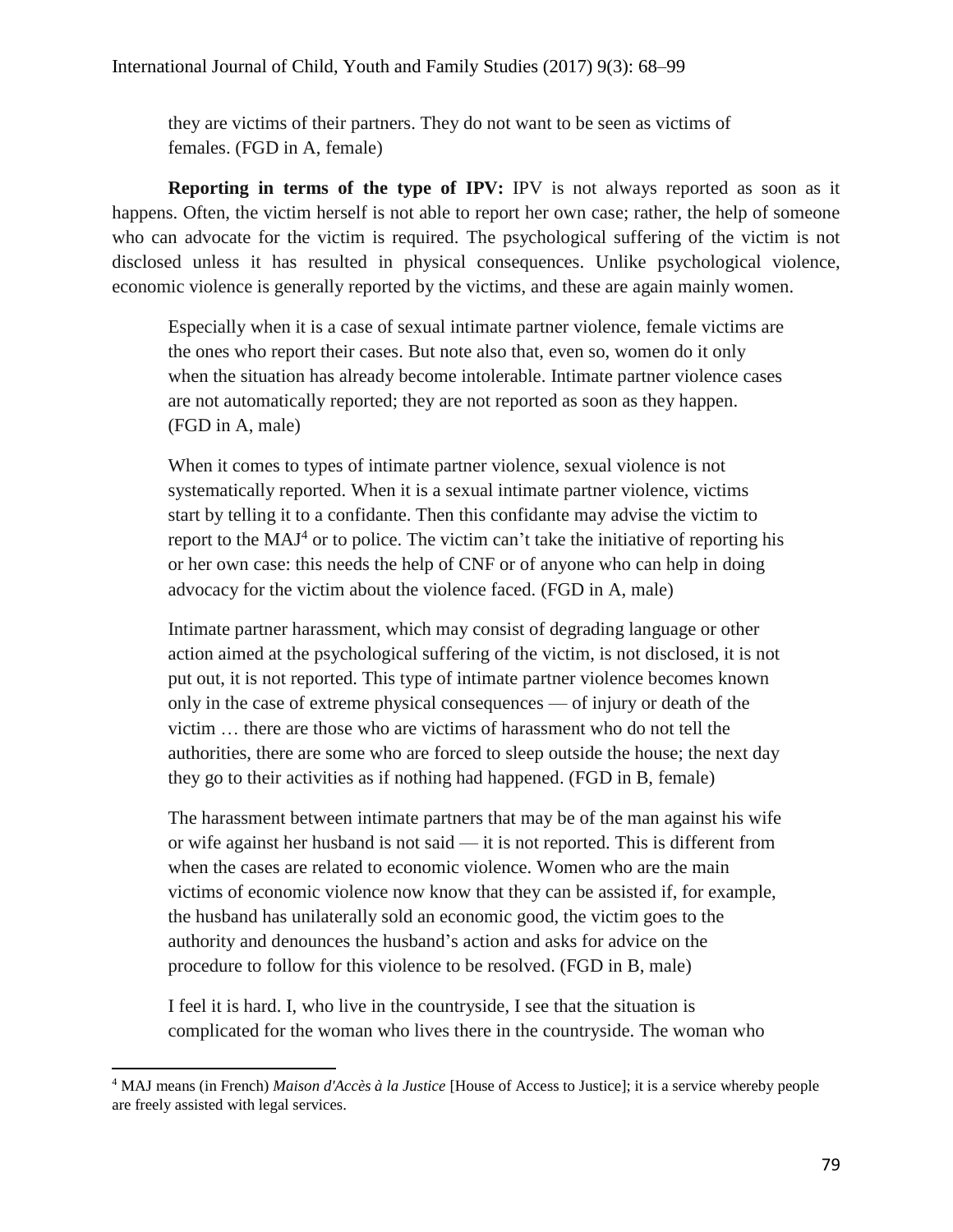> they are victims of their partners. They do not want to be seen as victims of females. (FGD in A, female)

**Reporting in terms of the type of IPV:** IPV is not always reported as soon as it happens. Often, the victim herself is not able to report her own case; rather, the help of someone who can advocate for the victim is required. The psychological suffering of the victim is not disclosed unless it has resulted in physical consequences. Unlike psychological violence, economic violence is generally reported by the victims, and these are again mainly women.

> Especially when it is a case of sexual intimate partner violence, female victims are the ones who report their cases. But note also that, even so, women do it only when the situation has already become intolerable. Intimate partner violence cases are not automatically reported; they are not reported as soon as they happen. (FGD in A, male)

> When it comes to types of intimate partner violence, sexual violence is not systematically reported. When it is a sexual intimate partner violence, victims start by telling it to a confidante. Then this confidante may advise the victim to report to the MAJ[4] or to police. The victim can't take the initiative of reporting his or her own case: this needs the help of CNF or of anyone who can help in doing advocacy for the victim about the violence faced. (FGD in A, male)

> Intimate partner harassment, which may consist of degrading language or other action aimed at the psychological suffering of the victim, is not disclosed, it is not put out, it is not reported. This type of intimate partner violence becomes known only in the case of extreme physical consequences — of injury or death of the victim … there are those who are victims of harassment who do not tell the authorities, there are some who are forced to sleep outside the house; the next day they go to their activities as if nothing had happened. (FGD in B, female)

> The harassment between intimate partners that may be of the man against his wife or wife against her husband is not said — it is not reported. This is different from when the cases are related to economic violence. Women who are the main victims of economic violence now know that they can be assisted if, for example, the husband has unilaterally sold an economic good, the victim goes to the authority and denounces the husband's action and asks for advice on the procedure to follow for this violence to be resolved. (FGD in B, male)

> I feel it is hard. I, who live in the countryside, I see that the situation is complicated for the woman who lives there in the countryside. The woman who

[4] MAJ means (in French) *Maison d'Accès à la Justice* [House of Access to Justice]; it is a service whereby people are freely assisted with legal services.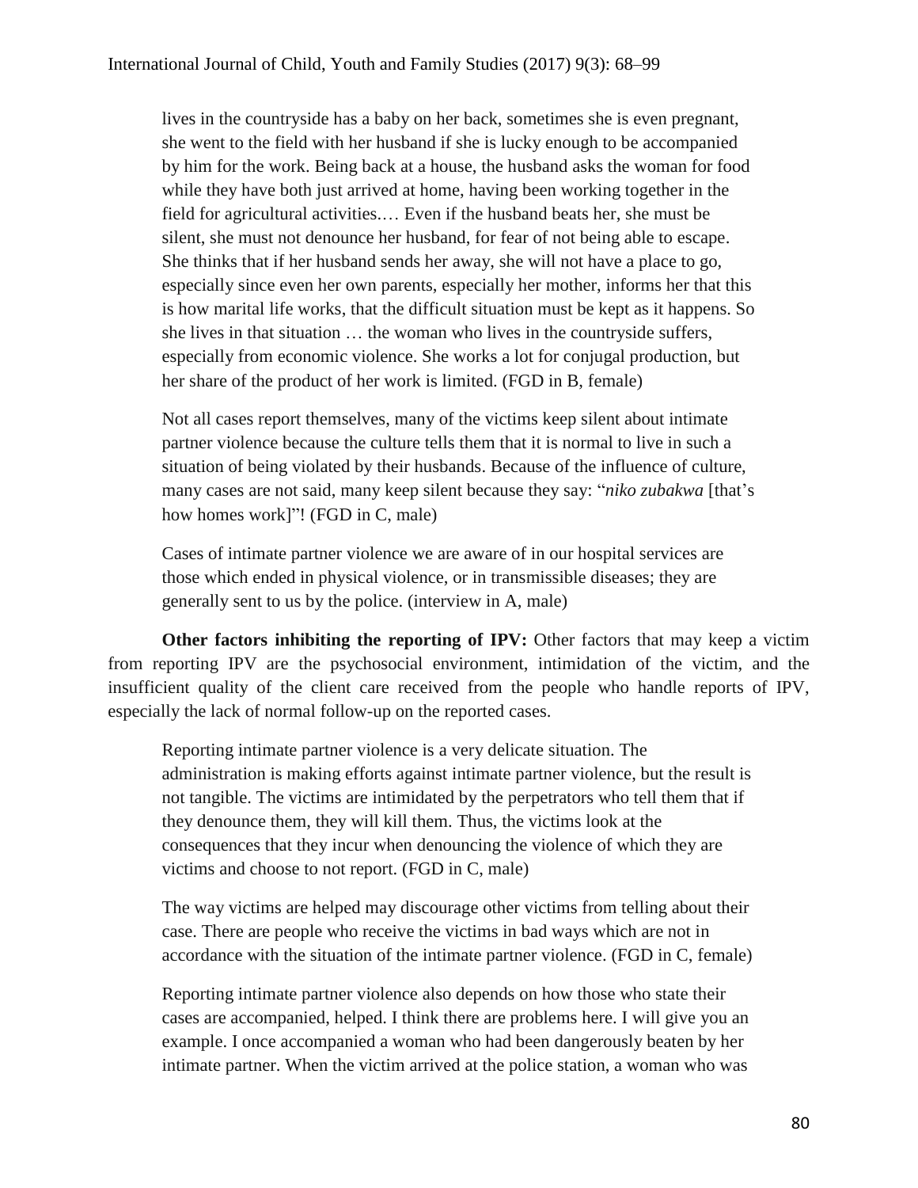> lives in the countryside has a baby on her back, sometimes she is even pregnant, she went to the field with her husband if she is lucky enough to be accompanied by him for the work. Being back at a house, the husband asks the woman for food while they have both just arrived at home, having been working together in the field for agricultural activities.… Even if the husband beats her, she must be silent, she must not denounce her husband, for fear of not being able to escape. She thinks that if her husband sends her away, she will not have a place to go, especially since even her own parents, especially her mother, informs her that this is how marital life works, that the difficult situation must be kept as it happens. So she lives in that situation … the woman who lives in the countryside suffers, especially from economic violence. She works a lot for conjugal production, but her share of the product of her work is limited. (FGD in B, female)

> Not all cases report themselves, many of the victims keep silent about intimate partner violence because the culture tells them that it is normal to live in such a situation of being violated by their husbands. Because of the influence of culture, many cases are not said, many keep silent because they say: "*niko zubakwa* [that's how homes work]"! (FGD in C, male)

> Cases of intimate partner violence we are aware of in our hospital services are those which ended in physical violence, or in transmissible diseases; they are generally sent to us by the police. (interview in A, male)

**Other factors inhibiting the reporting of IPV:** Other factors that may keep a victim from reporting IPV are the psychosocial environment, intimidation of the victim, and the insufficient quality of the client care received from the people who handle reports of IPV, especially the lack of normal follow-up on the reported cases.

> Reporting intimate partner violence is a very delicate situation. The administration is making efforts against intimate partner violence, but the result is not tangible. The victims are intimidated by the perpetrators who tell them that if they denounce them, they will kill them. Thus, the victims look at the consequences that they incur when denouncing the violence of which they are victims and choose to not report. (FGD in C, male)

> The way victims are helped may discourage other victims from telling about their case. There are people who receive the victims in bad ways which are not in accordance with the situation of the intimate partner violence. (FGD in C, female)

> Reporting intimate partner violence also depends on how those who state their cases are accompanied, helped. I think there are problems here. I will give you an example. I once accompanied a woman who had been dangerously beaten by her intimate partner. When the victim arrived at the police station, a woman who was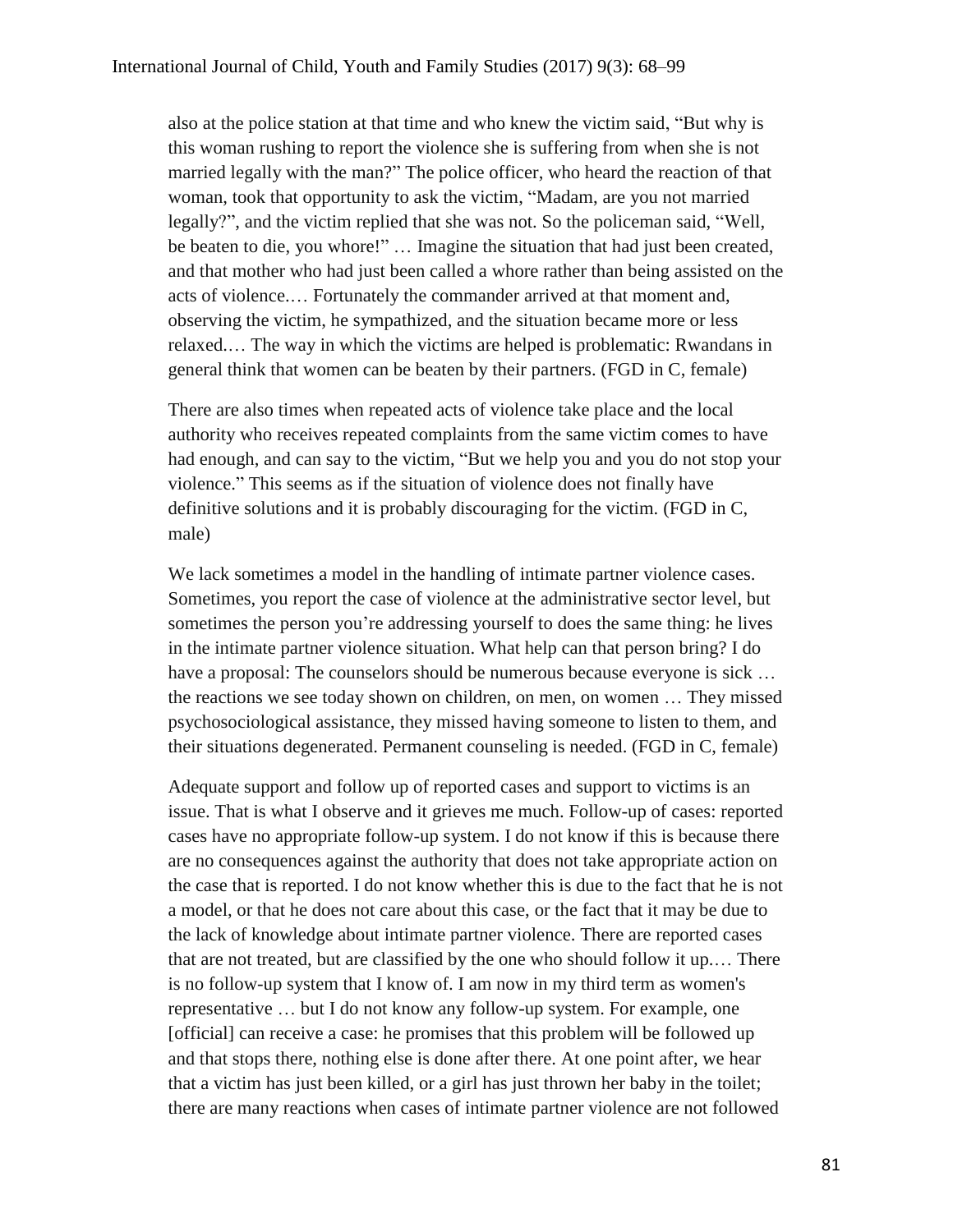also at the police station at that time and who knew the victim said, "But why is this woman rushing to report the violence she is suffering from when she is not married legally with the man?" The police officer, who heard the reaction of that woman, took that opportunity to ask the victim, "Madam, are you not married legally?", and the victim replied that she was not. So the policeman said, "Well, be beaten to die, you whore!" … Imagine the situation that had just been created, and that mother who had just been called a whore rather than being assisted on the acts of violence.… Fortunately the commander arrived at that moment and, observing the victim, he sympathized, and the situation became more or less relaxed.… The way in which the victims are helped is problematic: Rwandans in general think that women can be beaten by their partners. (FGD in C, female)

There are also times when repeated acts of violence take place and the local authority who receives repeated complaints from the same victim comes to have had enough, and can say to the victim, "But we help you and you do not stop your violence." This seems as if the situation of violence does not finally have definitive solutions and it is probably discouraging for the victim. (FGD in C, male)

We lack sometimes a model in the handling of intimate partner violence cases. Sometimes, you report the case of violence at the administrative sector level, but sometimes the person you're addressing yourself to does the same thing: he lives in the intimate partner violence situation. What help can that person bring? I do have a proposal: The counselors should be numerous because everyone is sick … the reactions we see today shown on children, on men, on women … They missed psychosociological assistance, they missed having someone to listen to them, and their situations degenerated. Permanent counseling is needed. (FGD in C, female)

Adequate support and follow up of reported cases and support to victims is an issue. That is what I observe and it grieves me much. Follow-up of cases: reported cases have no appropriate follow-up system. I do not know if this is because there are no consequences against the authority that does not take appropriate action on the case that is reported. I do not know whether this is due to the fact that he is not a model, or that he does not care about this case, or the fact that it may be due to the lack of knowledge about intimate partner violence. There are reported cases that are not treated, but are classified by the one who should follow it up.… There is no follow-up system that I know of. I am now in my third term as women's representative … but I do not know any follow-up system. For example, one [official] can receive a case: he promises that this problem will be followed up and that stops there, nothing else is done after there. At one point after, we hear that a victim has just been killed, or a girl has just thrown her baby in the toilet; there are many reactions when cases of intimate partner violence are not followed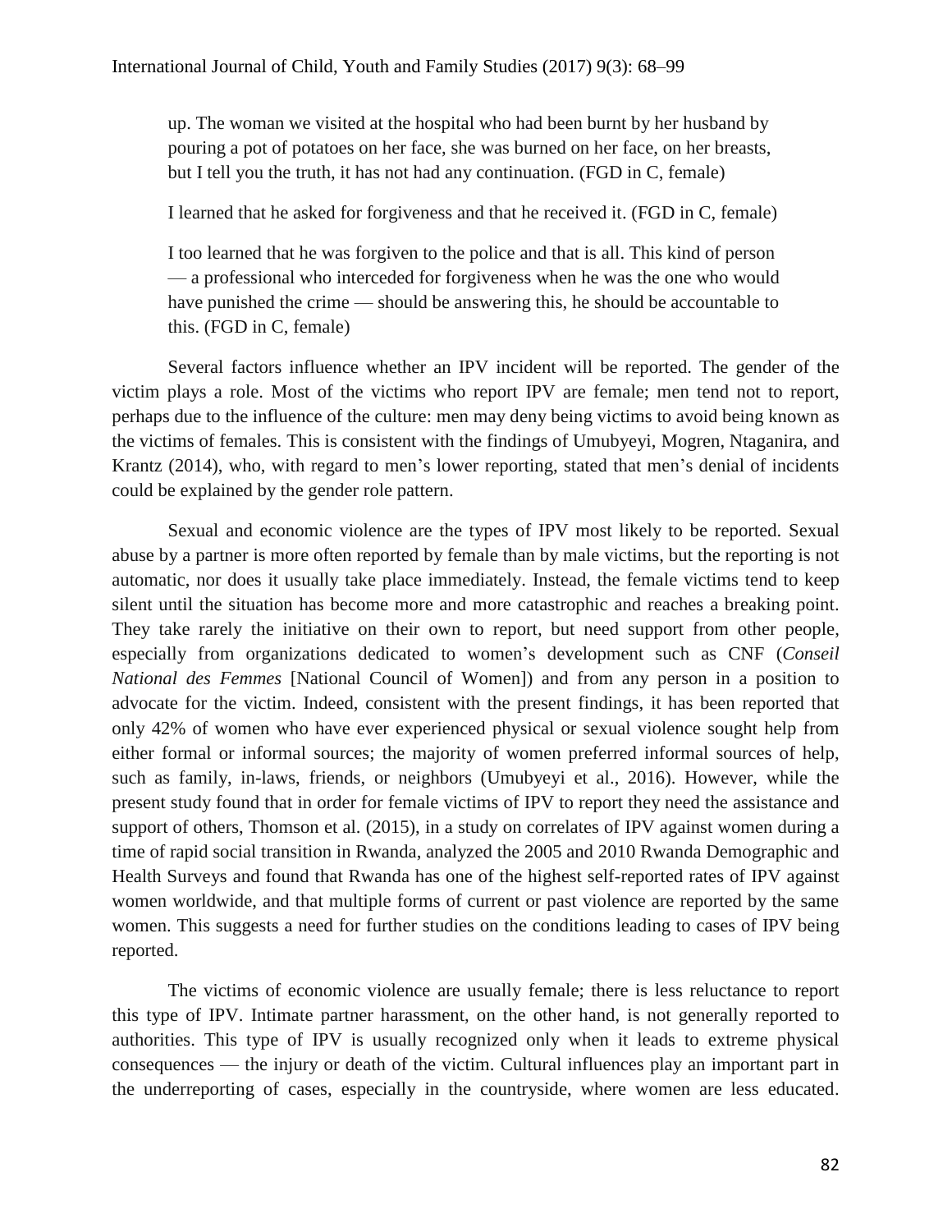> up. The woman we visited at the hospital who had been burnt by her husband by pouring a pot of potatoes on her face, she was burned on her face, on her breasts, but I tell you the truth, it has not had any continuation. (FGD in C, female)
>
> I learned that he asked for forgiveness and that he received it. (FGD in C, female)
>
> I too learned that he was forgiven to the police and that is all. This kind of person — a professional who interceded for forgiveness when he was the one who would have punished the crime — should be answering this, he should be accountable to this. (FGD in C, female)

Several factors influence whether an IPV incident will be reported. The gender of the victim plays a role. Most of the victims who report IPV are female; men tend not to report, perhaps due to the influence of the culture: men may deny being victims to avoid being known as the victims of females. This is consistent with the findings of Umubyeyi, Mogren, Ntaganira, and Krantz (2014), who, with regard to men's lower reporting, stated that men's denial of incidents could be explained by the gender role pattern.

Sexual and economic violence are the types of IPV most likely to be reported. Sexual abuse by a partner is more often reported by female than by male victims, but the reporting is not automatic, nor does it usually take place immediately. Instead, the female victims tend to keep silent until the situation has become more and more catastrophic and reaches a breaking point. They take rarely the initiative on their own to report, but need support from other people, especially from organizations dedicated to women's development such as CNF (*Conseil National des Femmes* [National Council of Women]) and from any person in a position to advocate for the victim. Indeed, consistent with the present findings, it has been reported that only 42% of women who have ever experienced physical or sexual violence sought help from either formal or informal sources; the majority of women preferred informal sources of help, such as family, in-laws, friends, or neighbors (Umubyeyi et al., 2016). However, while the present study found that in order for female victims of IPV to report they need the assistance and support of others, Thomson et al. (2015), in a study on correlates of IPV against women during a time of rapid social transition in Rwanda, analyzed the 2005 and 2010 Rwanda Demographic and Health Surveys and found that Rwanda has one of the highest self-reported rates of IPV against women worldwide, and that multiple forms of current or past violence are reported by the same women. This suggests a need for further studies on the conditions leading to cases of IPV being reported.

The victims of economic violence are usually female; there is less reluctance to report this type of IPV. Intimate partner harassment, on the other hand, is not generally reported to authorities. This type of IPV is usually recognized only when it leads to extreme physical consequences — the injury or death of the victim. Cultural influences play an important part in the underreporting of cases, especially in the countryside, where women are less educated.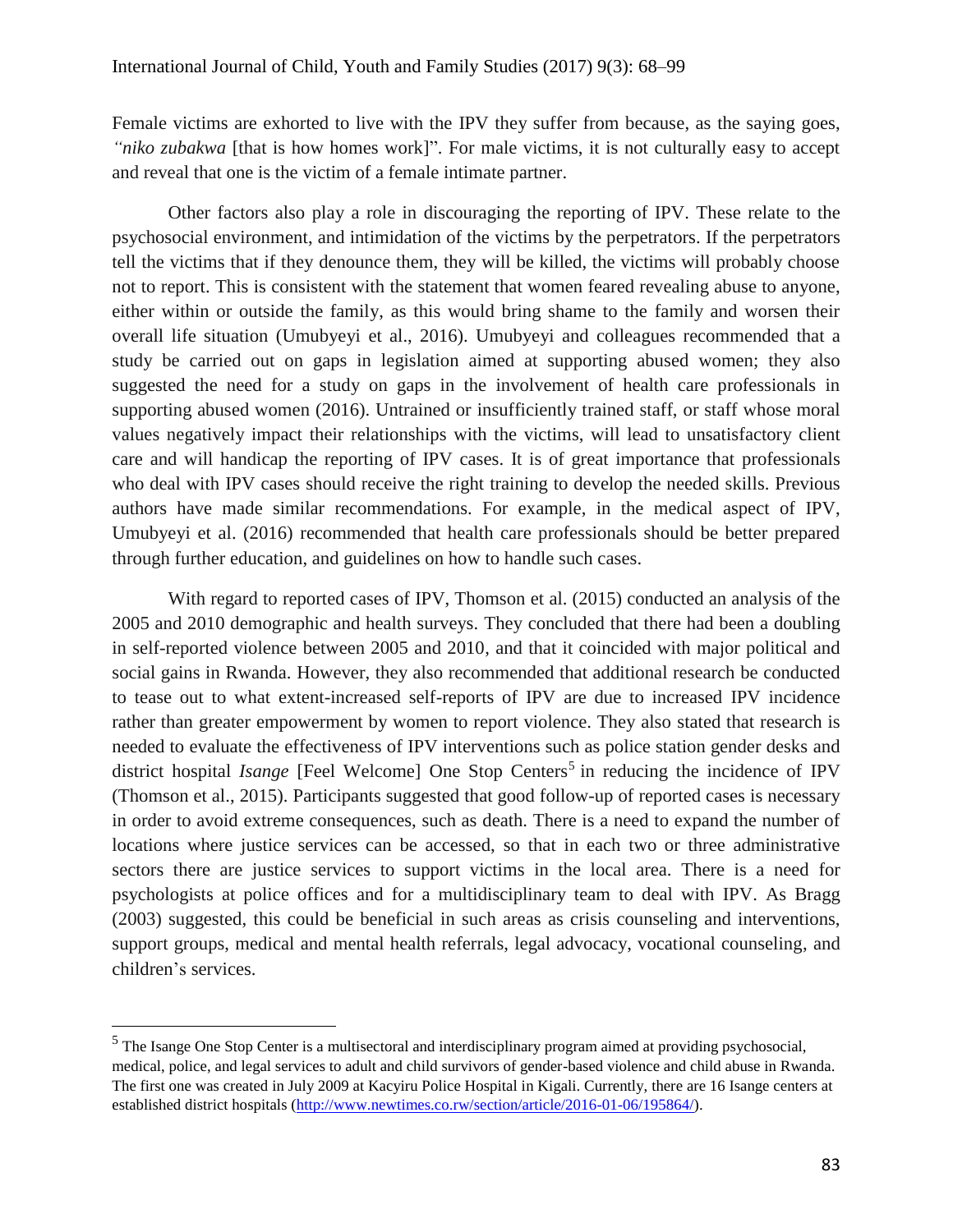Female victims are exhorted to live with the IPV they suffer from because, as the saying goes, *"niko zubakwa* [that is how homes work]". For male victims, it is not culturally easy to accept and reveal that one is the victim of a female intimate partner.

Other factors also play a role in discouraging the reporting of IPV. These relate to the psychosocial environment, and intimidation of the victims by the perpetrators. If the perpetrators tell the victims that if they denounce them, they will be killed, the victims will probably choose not to report. This is consistent with the statement that women feared revealing abuse to anyone, either within or outside the family, as this would bring shame to the family and worsen their overall life situation (Umubyeyi et al., 2016). Umubyeyi and colleagues recommended that a study be carried out on gaps in legislation aimed at supporting abused women; they also suggested the need for a study on gaps in the involvement of health care professionals in supporting abused women (2016). Untrained or insufficiently trained staff, or staff whose moral values negatively impact their relationships with the victims, will lead to unsatisfactory client care and will handicap the reporting of IPV cases. It is of great importance that professionals who deal with IPV cases should receive the right training to develop the needed skills. Previous authors have made similar recommendations. For example, in the medical aspect of IPV, Umubyeyi et al. (2016) recommended that health care professionals should be better prepared through further education, and guidelines on how to handle such cases.

With regard to reported cases of IPV, Thomson et al. (2015) conducted an analysis of the 2005 and 2010 demographic and health surveys. They concluded that there had been a doubling in self-reported violence between 2005 and 2010, and that it coincided with major political and social gains in Rwanda. However, they also recommended that additional research be conducted to tease out to what extent-increased self-reports of IPV are due to increased IPV incidence rather than greater empowerment by women to report violence. They also stated that research is needed to evaluate the effectiveness of IPV interventions such as police station gender desks and district hospital *Isange* [Feel Welcome] One Stop Centers[5] in reducing the incidence of IPV (Thomson et al., 2015). Participants suggested that good follow-up of reported cases is necessary in order to avoid extreme consequences, such as death. There is a need to expand the number of locations where justice services can be accessed, so that in each two or three administrative sectors there are justice services to support victims in the local area. There is a need for psychologists at police offices and for a multidisciplinary team to deal with IPV. As Bragg (2003) suggested, this could be beneficial in such areas as crisis counseling and interventions, support groups, medical and mental health referrals, legal advocacy, vocational counseling, and children's services.

[5] The Isange One Stop Center is a multisectoral and interdisciplinary program aimed at providing psychosocial, medical, police, and legal services to adult and child survivors of gender-based violence and child abuse in Rwanda. The first one was created in July 2009 at Kacyiru Police Hospital in Kigali. Currently, there are 16 Isange centers at established district hospitals (http://www.newtimes.co.rw/section/article/2016-01-06/195864/).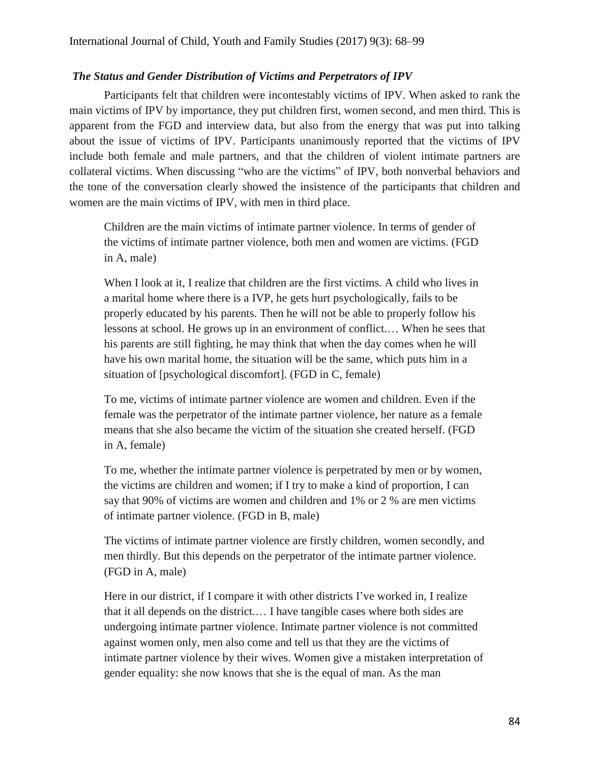### *The Status and Gender Distribution of Victims and Perpetrators of IPV*

Participants felt that children were incontestably victims of IPV. When asked to rank the main victims of IPV by importance, they put children first, women second, and men third. This is apparent from the FGD and interview data, but also from the energy that was put into talking about the issue of victims of IPV. Participants unanimously reported that the victims of IPV include both female and male partners, and that the children of violent intimate partners are collateral victims. When discussing "who are the victims" of IPV, both nonverbal behaviors and the tone of the conversation clearly showed the insistence of the participants that children and women are the main victims of IPV, with men in third place.

> Children are the main victims of intimate partner violence. In terms of gender of the victims of intimate partner violence, both men and women are victims. (FGD in A, male)

> When I look at it, I realize that children are the first victims. A child who lives in a marital home where there is a IVP, he gets hurt psychologically, fails to be properly educated by his parents. Then he will not be able to properly follow his lessons at school. He grows up in an environment of conflict.… When he sees that his parents are still fighting, he may think that when the day comes when he will have his own marital home, the situation will be the same, which puts him in a situation of [psychological discomfort]. (FGD in C, female)

> To me, victims of intimate partner violence are women and children. Even if the female was the perpetrator of the intimate partner violence, her nature as a female means that she also became the victim of the situation she created herself. (FGD in A, female)

> To me, whether the intimate partner violence is perpetrated by men or by women, the victims are children and women; if I try to make a kind of proportion, I can say that 90% of victims are women and children and 1% or 2 % are men victims of intimate partner violence. (FGD in B, male)

> The victims of intimate partner violence are firstly children, women secondly, and men thirdly. But this depends on the perpetrator of the intimate partner violence. (FGD in A, male)

> Here in our district, if I compare it with other districts I've worked in, I realize that it all depends on the district.… I have tangible cases where both sides are undergoing intimate partner violence. Intimate partner violence is not committed against women only, men also come and tell us that they are the victims of intimate partner violence by their wives. Women give a mistaken interpretation of gender equality: she now knows that she is the equal of man. As the man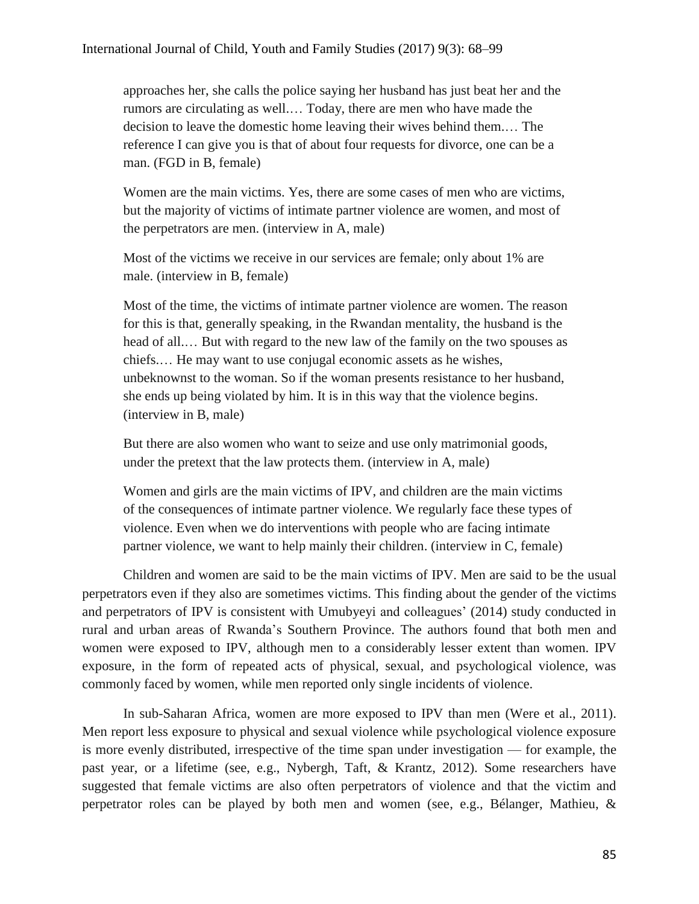> approaches her, she calls the police saying her husband has just beat her and the rumors are circulating as well.… Today, there are men who have made the decision to leave the domestic home leaving their wives behind them.… The reference I can give you is that of about four requests for divorce, one can be a man. (FGD in B, female)

> Women are the main victims. Yes, there are some cases of men who are victims, but the majority of victims of intimate partner violence are women, and most of the perpetrators are men. (interview in A, male)

> Most of the victims we receive in our services are female; only about 1% are male. (interview in B, female)

> Most of the time, the victims of intimate partner violence are women. The reason for this is that, generally speaking, in the Rwandan mentality, the husband is the head of all.… But with regard to the new law of the family on the two spouses as chiefs.… He may want to use conjugal economic assets as he wishes, unbeknownst to the woman. So if the woman presents resistance to her husband, she ends up being violated by him. It is in this way that the violence begins. (interview in B, male)

> But there are also women who want to seize and use only matrimonial goods, under the pretext that the law protects them. (interview in A, male)

> Women and girls are the main victims of IPV, and children are the main victims of the consequences of intimate partner violence. We regularly face these types of violence. Even when we do interventions with people who are facing intimate partner violence, we want to help mainly their children. (interview in C, female)

Children and women are said to be the main victims of IPV. Men are said to be the usual perpetrators even if they also are sometimes victims. This finding about the gender of the victims and perpetrators of IPV is consistent with Umubyeyi and colleagues' (2014) study conducted in rural and urban areas of Rwanda's Southern Province. The authors found that both men and women were exposed to IPV, although men to a considerably lesser extent than women. IPV exposure, in the form of repeated acts of physical, sexual, and psychological violence, was commonly faced by women, while men reported only single incidents of violence.

In sub-Saharan Africa, women are more exposed to IPV than men (Were et al., 2011). Men report less exposure to physical and sexual violence while psychological violence exposure is more evenly distributed, irrespective of the time span under investigation — for example, the past year, or a lifetime (see, e.g., Nybergh, Taft, & Krantz, 2012). Some researchers have suggested that female victims are also often perpetrators of violence and that the victim and perpetrator roles can be played by both men and women (see, e.g., Bélanger, Mathieu, &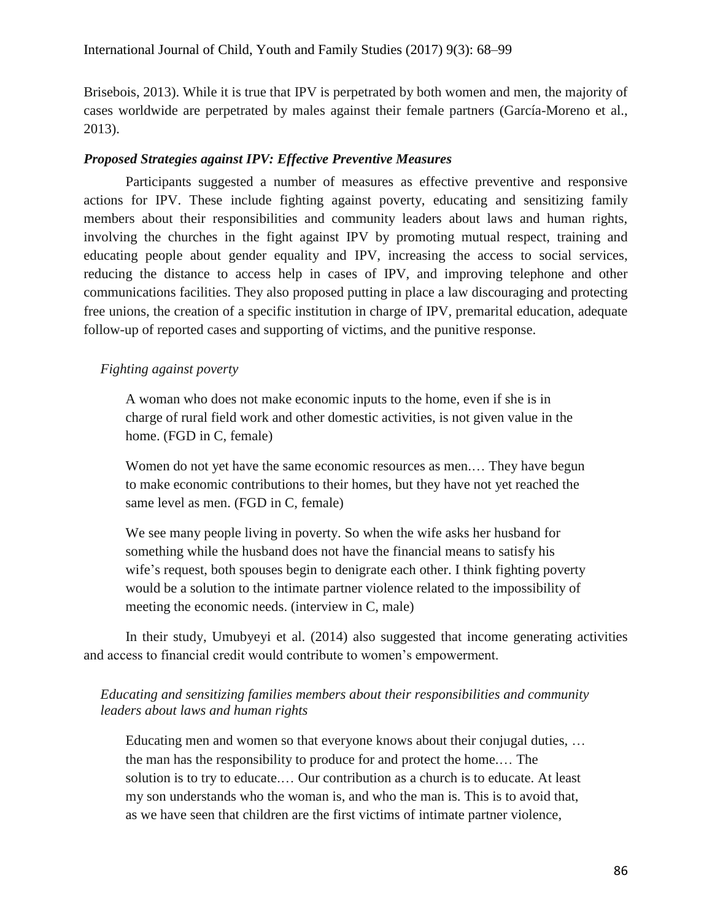Brisebois, 2013). While it is true that IPV is perpetrated by both women and men, the majority of cases worldwide are perpetrated by males against their female partners (García-Moreno et al., 2013).

### *Proposed Strategies against IPV: Effective Preventive Measures*

Participants suggested a number of measures as effective preventive and responsive actions for IPV. These include fighting against poverty, educating and sensitizing family members about their responsibilities and community leaders about laws and human rights, involving the churches in the fight against IPV by promoting mutual respect, training and educating people about gender equality and IPV, increasing the access to social services, reducing the distance to access help in cases of IPV, and improving telephone and other communications facilities. They also proposed putting in place a law discouraging and protecting free unions, the creation of a specific institution in charge of IPV, premarital education, adequate follow-up of reported cases and supporting of victims, and the punitive response.

#### *Fighting against poverty*

> A woman who does not make economic inputs to the home, even if she is in charge of rural field work and other domestic activities, is not given value in the home. (FGD in C, female)

> Women do not yet have the same economic resources as men.… They have begun to make economic contributions to their homes, but they have not yet reached the same level as men. (FGD in C, female)

> We see many people living in poverty. So when the wife asks her husband for something while the husband does not have the financial means to satisfy his wife's request, both spouses begin to denigrate each other. I think fighting poverty would be a solution to the intimate partner violence related to the impossibility of meeting the economic needs. (interview in C, male)

In their study, Umubyeyi et al. (2014) also suggested that income generating activities and access to financial credit would contribute to women's empowerment.

#### *Educating and sensitizing families members about their responsibilities and community leaders about laws and human rights*

> Educating men and women so that everyone knows about their conjugal duties, … the man has the responsibility to produce for and protect the home.… The solution is to try to educate.… Our contribution as a church is to educate. At least my son understands who the woman is, and who the man is. This is to avoid that, as we have seen that children are the first victims of intimate partner violence,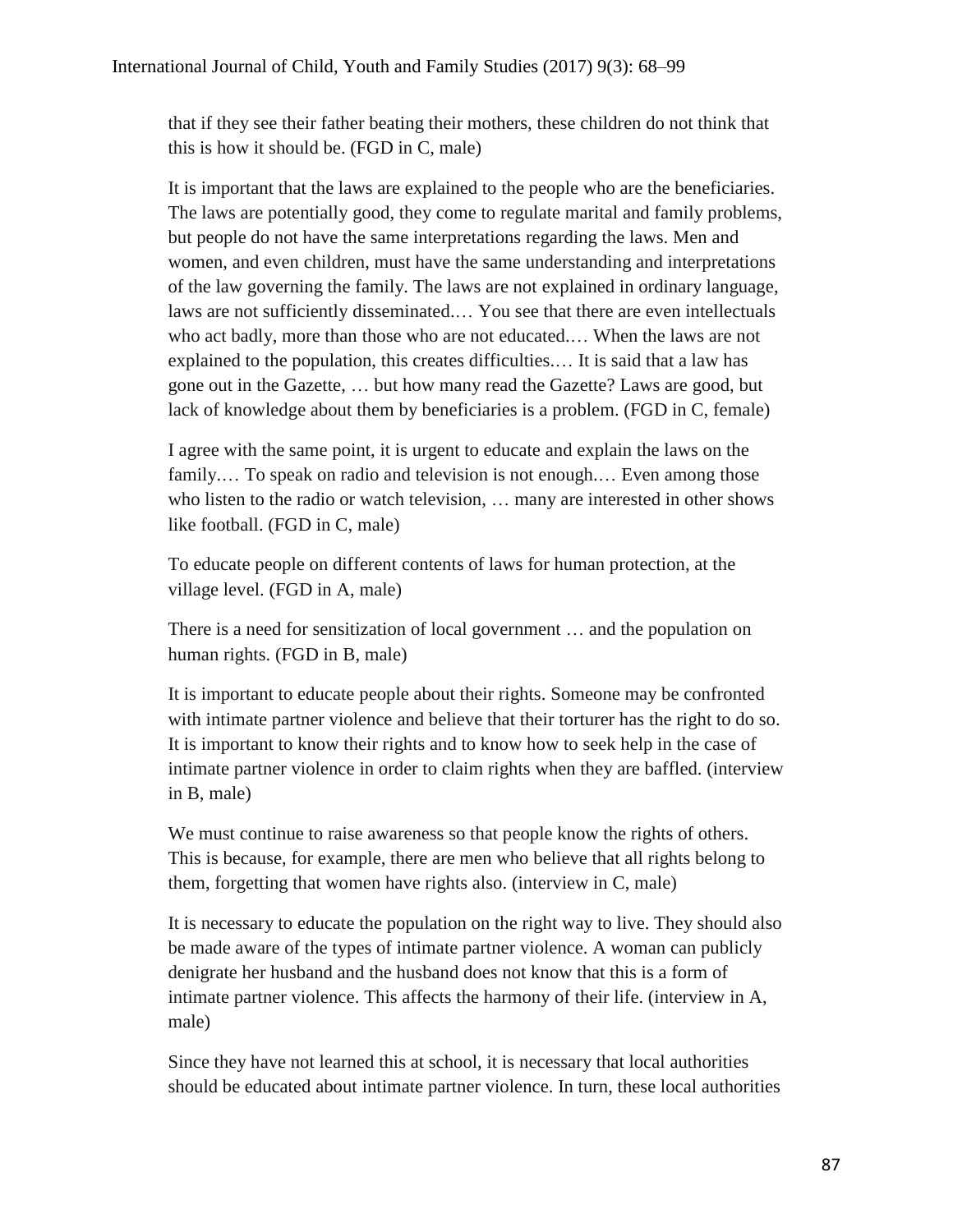that if they see their father beating their mothers, these children do not think that this is how it should be. (FGD in C, male)

> It is important that the laws are explained to the people who are the beneficiaries. The laws are potentially good, they come to regulate marital and family problems, but people do not have the same interpretations regarding the laws. Men and women, and even children, must have the same understanding and interpretations of the law governing the family. The laws are not explained in ordinary language, laws are not sufficiently disseminated.… You see that there are even intellectuals who act badly, more than those who are not educated.… When the laws are not explained to the population, this creates difficulties.… It is said that a law has gone out in the Gazette, … but how many read the Gazette? Laws are good, but lack of knowledge about them by beneficiaries is a problem. (FGD in C, female)

> I agree with the same point, it is urgent to educate and explain the laws on the family.… To speak on radio and television is not enough.… Even among those who listen to the radio or watch television, … many are interested in other shows like football. (FGD in C, male)

> To educate people on different contents of laws for human protection, at the village level. (FGD in A, male)

> There is a need for sensitization of local government … and the population on human rights. (FGD in B, male)

> It is important to educate people about their rights. Someone may be confronted with intimate partner violence and believe that their torturer has the right to do so. It is important to know their rights and to know how to seek help in the case of intimate partner violence in order to claim rights when they are baffled. (interview in B, male)

> We must continue to raise awareness so that people know the rights of others. This is because, for example, there are men who believe that all rights belong to them, forgetting that women have rights also. (interview in C, male)

> It is necessary to educate the population on the right way to live. They should also be made aware of the types of intimate partner violence. A woman can publicly denigrate her husband and the husband does not know that this is a form of intimate partner violence. This affects the harmony of their life. (interview in A, male)

> Since they have not learned this at school, it is necessary that local authorities should be educated about intimate partner violence. In turn, these local authorities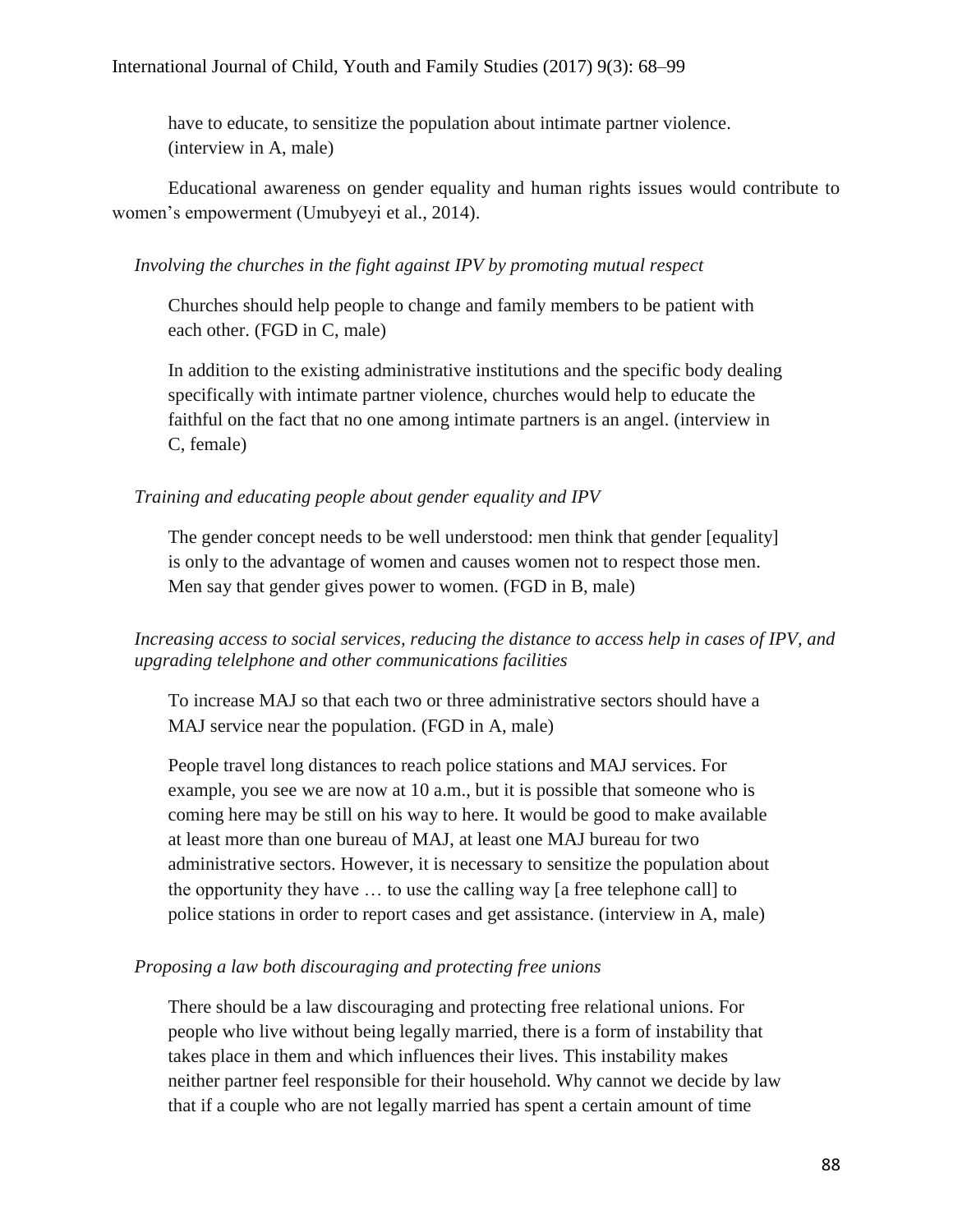> have to educate, to sensitize the population about intimate partner violence. (interview in A, male)

Educational awareness on gender equality and human rights issues would contribute to women's empowerment (Umubyeyi et al., 2014).

*Involving the churches in the fight against IPV by promoting mutual respect*

> Churches should help people to change and family members to be patient with each other. (FGD in C, male)

> In addition to the existing administrative institutions and the specific body dealing specifically with intimate partner violence, churches would help to educate the faithful on the fact that no one among intimate partners is an angel. (interview in C, female)

*Training and educating people about gender equality and IPV*

> The gender concept needs to be well understood: men think that gender [equality] is only to the advantage of women and causes women not to respect those men. Men say that gender gives power to women. (FGD in B, male)

*Increasing access to social services, reducing the distance to access help in cases of IPV, and upgrading telelphone and other communications facilities*

> To increase MAJ so that each two or three administrative sectors should have a MAJ service near the population. (FGD in A, male)

> People travel long distances to reach police stations and MAJ services. For example, you see we are now at 10 a.m., but it is possible that someone who is coming here may be still on his way to here. It would be good to make available at least more than one bureau of MAJ, at least one MAJ bureau for two administrative sectors. However, it is necessary to sensitize the population about the opportunity they have … to use the calling way [a free telephone call] to police stations in order to report cases and get assistance. (interview in A, male)

*Proposing a law both discouraging and protecting free unions*

> There should be a law discouraging and protecting free relational unions. For people who live without being legally married, there is a form of instability that takes place in them and which influences their lives. This instability makes neither partner feel responsible for their household. Why cannot we decide by law that if a couple who are not legally married has spent a certain amount of time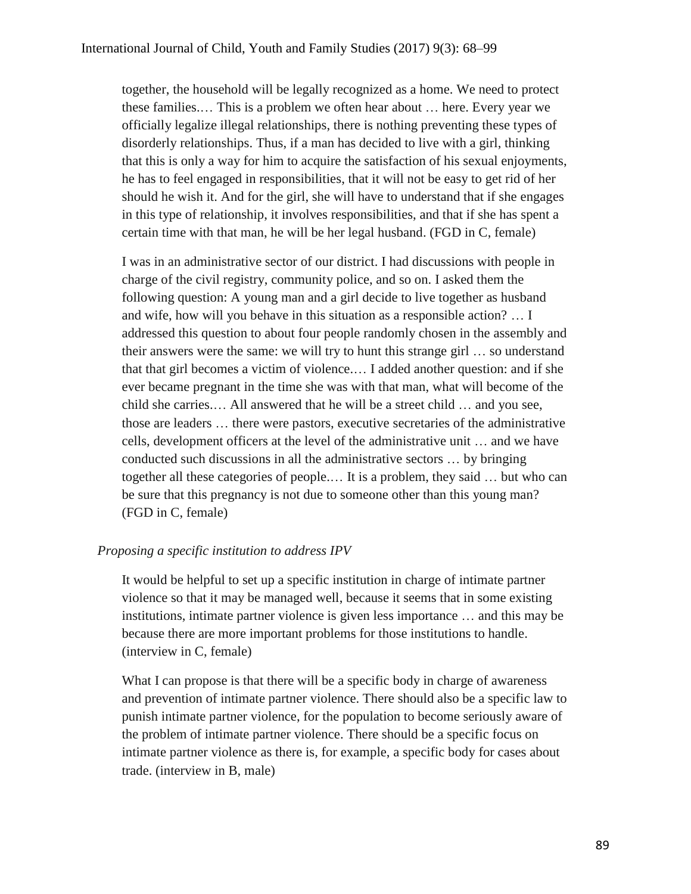> together, the household will be legally recognized as a home. We need to protect these families.… This is a problem we often hear about … here. Every year we officially legalize illegal relationships, there is nothing preventing these types of disorderly relationships. Thus, if a man has decided to live with a girl, thinking that this is only a way for him to acquire the satisfaction of his sexual enjoyments, he has to feel engaged in responsibilities, that it will not be easy to get rid of her should he wish it. And for the girl, she will have to understand that if she engages in this type of relationship, it involves responsibilities, and that if she has spent a certain time with that man, he will be her legal husband. (FGD in C, female)

> I was in an administrative sector of our district. I had discussions with people in charge of the civil registry, community police, and so on. I asked them the following question: A young man and a girl decide to live together as husband and wife, how will you behave in this situation as a responsible action? … I addressed this question to about four people randomly chosen in the assembly and their answers were the same: we will try to hunt this strange girl … so understand that that girl becomes a victim of violence.… I added another question: and if she ever became pregnant in the time she was with that man, what will become of the child she carries.… All answered that he will be a street child … and you see, those are leaders … there were pastors, executive secretaries of the administrative cells, development officers at the level of the administrative unit … and we have conducted such discussions in all the administrative sectors … by bringing together all these categories of people.… It is a problem, they said … but who can be sure that this pregnancy is not due to someone other than this young man? (FGD in C, female)

*Proposing a specific institution to address IPV*

> It would be helpful to set up a specific institution in charge of intimate partner violence so that it may be managed well, because it seems that in some existing institutions, intimate partner violence is given less importance … and this may be because there are more important problems for those institutions to handle. (interview in C, female)

> What I can propose is that there will be a specific body in charge of awareness and prevention of intimate partner violence. There should also be a specific law to punish intimate partner violence, for the population to become seriously aware of the problem of intimate partner violence. There should be a specific focus on intimate partner violence as there is, for example, a specific body for cases about trade. (interview in B, male)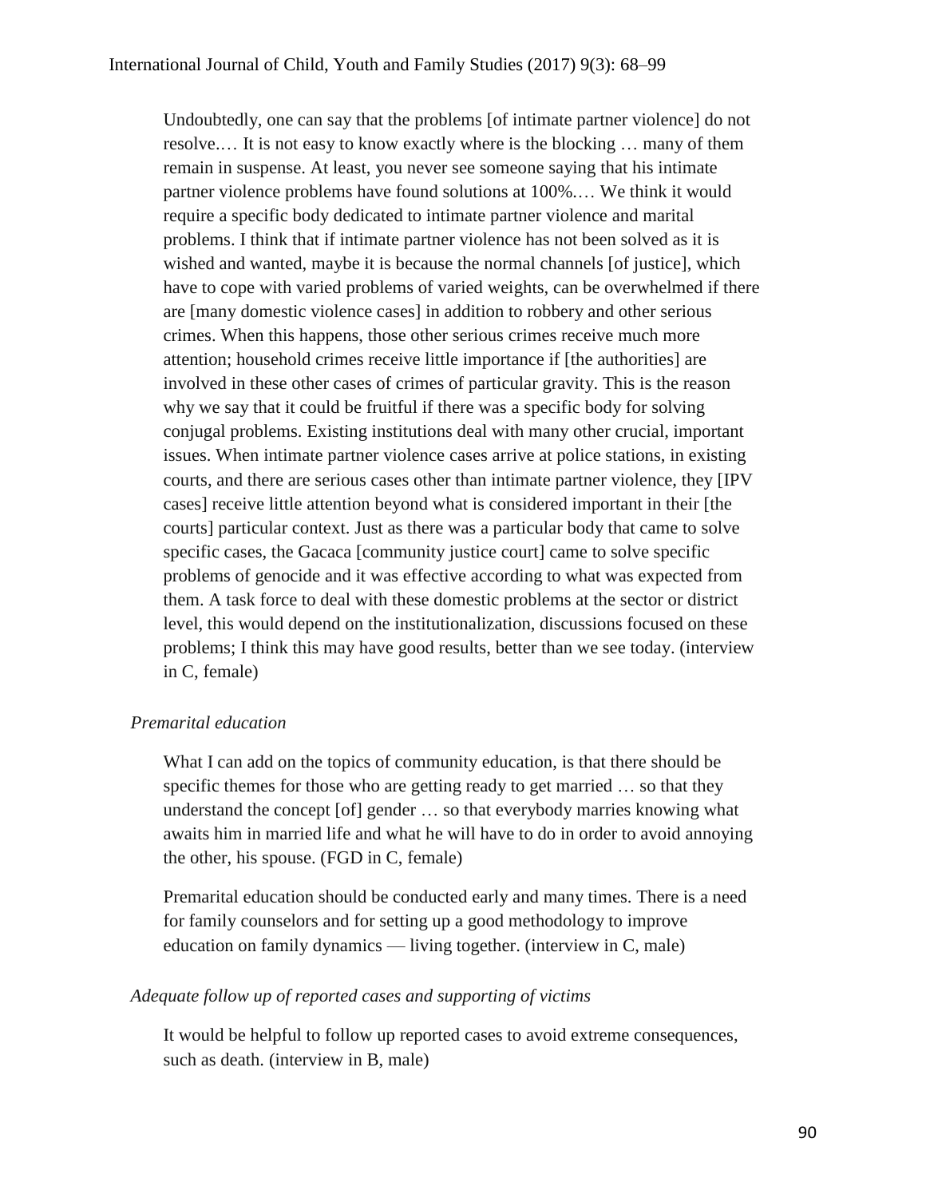> Undoubtedly, one can say that the problems [of intimate partner violence] do not resolve.… It is not easy to know exactly where is the blocking … many of them remain in suspense. At least, you never see someone saying that his intimate partner violence problems have found solutions at 100%.… We think it would require a specific body dedicated to intimate partner violence and marital problems. I think that if intimate partner violence has not been solved as it is wished and wanted, maybe it is because the normal channels [of justice], which have to cope with varied problems of varied weights, can be overwhelmed if there are [many domestic violence cases] in addition to robbery and other serious crimes. When this happens, those other serious crimes receive much more attention; household crimes receive little importance if [the authorities] are involved in these other cases of crimes of particular gravity. This is the reason why we say that it could be fruitful if there was a specific body for solving conjugal problems. Existing institutions deal with many other crucial, important issues. When intimate partner violence cases arrive at police stations, in existing courts, and there are serious cases other than intimate partner violence, they [IPV cases] receive little attention beyond what is considered important in their [the courts] particular context. Just as there was a particular body that came to solve specific cases, the Gacaca [community justice court] came to solve specific problems of genocide and it was effective according to what was expected from them. A task force to deal with these domestic problems at the sector or district level, this would depend on the institutionalization, discussions focused on these problems; I think this may have good results, better than we see today. (interview in C, female)

*Premarital education*

> What I can add on the topics of community education, is that there should be specific themes for those who are getting ready to get married … so that they understand the concept [of] gender … so that everybody marries knowing what awaits him in married life and what he will have to do in order to avoid annoying the other, his spouse. (FGD in C, female)

> Premarital education should be conducted early and many times. There is a need for family counselors and for setting up a good methodology to improve education on family dynamics — living together. (interview in C, male)

*Adequate follow up of reported cases and supporting of victims*

> It would be helpful to follow up reported cases to avoid extreme consequences, such as death. (interview in B, male)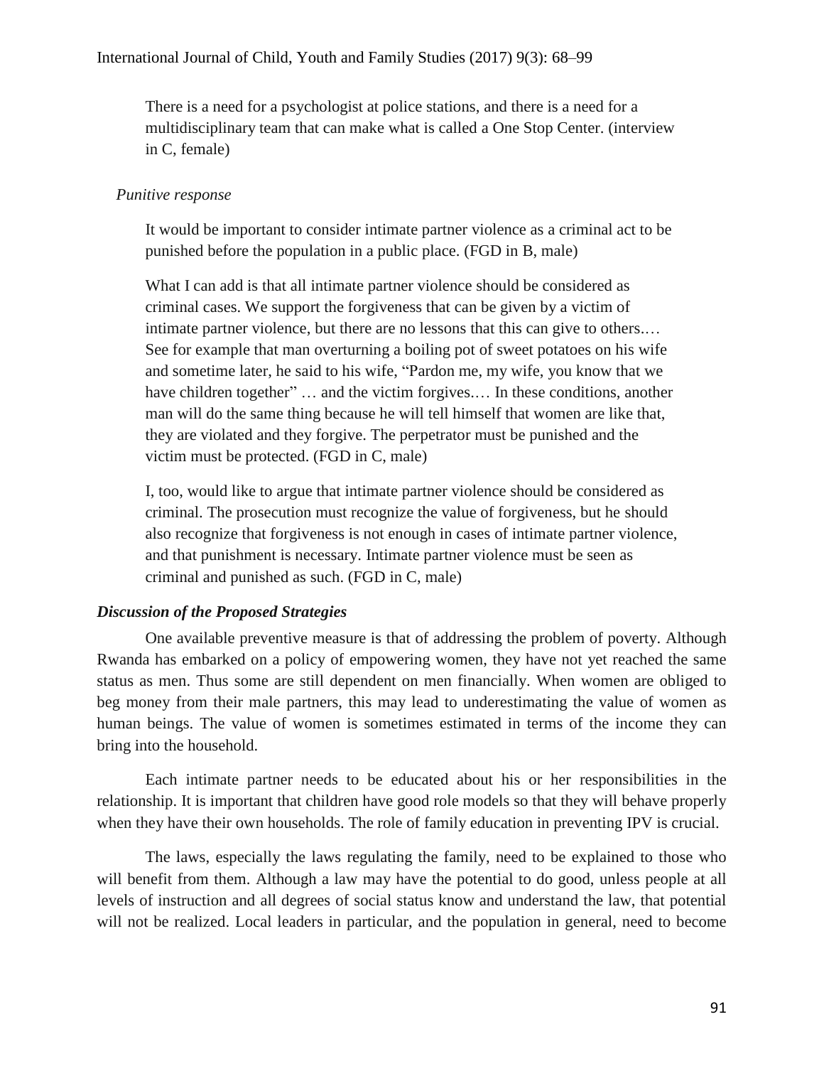> There is a need for a psychologist at police stations, and there is a need for a multidisciplinary team that can make what is called a One Stop Center. (interview in C, female)

*Punitive response*

> It would be important to consider intimate partner violence as a criminal act to be punished before the population in a public place. (FGD in B, male)

> What I can add is that all intimate partner violence should be considered as criminal cases. We support the forgiveness that can be given by a victim of intimate partner violence, but there are no lessons that this can give to others.… See for example that man overturning a boiling pot of sweet potatoes on his wife and sometime later, he said to his wife, "Pardon me, my wife, you know that we have children together" … and the victim forgives.… In these conditions, another man will do the same thing because he will tell himself that women are like that, they are violated and they forgive. The perpetrator must be punished and the victim must be protected. (FGD in C, male)

> I, too, would like to argue that intimate partner violence should be considered as criminal. The prosecution must recognize the value of forgiveness, but he should also recognize that forgiveness is not enough in cases of intimate partner violence, and that punishment is necessary. Intimate partner violence must be seen as criminal and punished as such. (FGD in C, male)

### *Discussion of the Proposed Strategies*

One available preventive measure is that of addressing the problem of poverty. Although Rwanda has embarked on a policy of empowering women, they have not yet reached the same status as men. Thus some are still dependent on men financially. When women are obliged to beg money from their male partners, this may lead to underestimating the value of women as human beings. The value of women is sometimes estimated in terms of the income they can bring into the household.

Each intimate partner needs to be educated about his or her responsibilities in the relationship. It is important that children have good role models so that they will behave properly when they have their own households. The role of family education in preventing IPV is crucial.

The laws, especially the laws regulating the family, need to be explained to those who will benefit from them. Although a law may have the potential to do good, unless people at all levels of instruction and all degrees of social status know and understand the law, that potential will not be realized. Local leaders in particular, and the population in general, need to become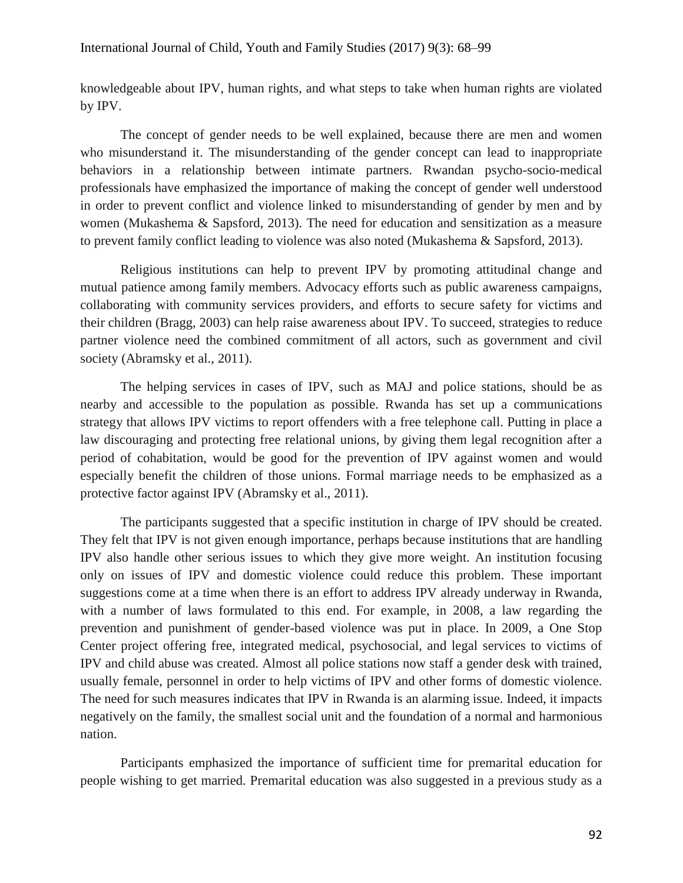knowledgeable about IPV, human rights, and what steps to take when human rights are violated by IPV.

The concept of gender needs to be well explained, because there are men and women who misunderstand it. The misunderstanding of the gender concept can lead to inappropriate behaviors in a relationship between intimate partners. Rwandan psycho-socio-medical professionals have emphasized the importance of making the concept of gender well understood in order to prevent conflict and violence linked to misunderstanding of gender by men and by women (Mukashema & Sapsford, 2013). The need for education and sensitization as a measure to prevent family conflict leading to violence was also noted (Mukashema & Sapsford, 2013).

Religious institutions can help to prevent IPV by promoting attitudinal change and mutual patience among family members. Advocacy efforts such as public awareness campaigns, collaborating with community services providers, and efforts to secure safety for victims and their children (Bragg, 2003) can help raise awareness about IPV. To succeed, strategies to reduce partner violence need the combined commitment of all actors, such as government and civil society (Abramsky et al., 2011).

The helping services in cases of IPV, such as MAJ and police stations, should be as nearby and accessible to the population as possible. Rwanda has set up a communications strategy that allows IPV victims to report offenders with a free telephone call. Putting in place a law discouraging and protecting free relational unions, by giving them legal recognition after a period of cohabitation, would be good for the prevention of IPV against women and would especially benefit the children of those unions. Formal marriage needs to be emphasized as a protective factor against IPV (Abramsky et al., 2011).

The participants suggested that a specific institution in charge of IPV should be created. They felt that IPV is not given enough importance, perhaps because institutions that are handling IPV also handle other serious issues to which they give more weight. An institution focusing only on issues of IPV and domestic violence could reduce this problem. These important suggestions come at a time when there is an effort to address IPV already underway in Rwanda, with a number of laws formulated to this end. For example, in 2008, a law regarding the prevention and punishment of gender-based violence was put in place. In 2009, a One Stop Center project offering free, integrated medical, psychosocial, and legal services to victims of IPV and child abuse was created. Almost all police stations now staff a gender desk with trained, usually female, personnel in order to help victims of IPV and other forms of domestic violence. The need for such measures indicates that IPV in Rwanda is an alarming issue. Indeed, it impacts negatively on the family, the smallest social unit and the foundation of a normal and harmonious nation.

Participants emphasized the importance of sufficient time for premarital education for people wishing to get married. Premarital education was also suggested in a previous study as a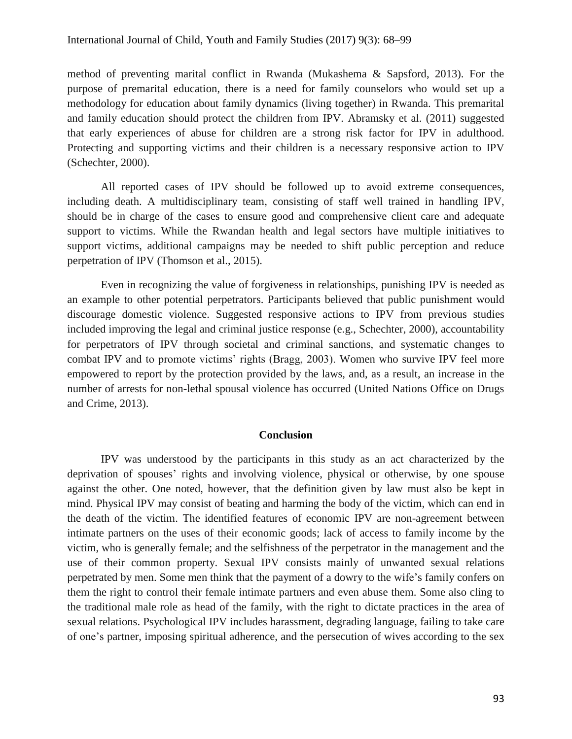method of preventing marital conflict in Rwanda (Mukashema & Sapsford, 2013). For the purpose of premarital education, there is a need for family counselors who would set up a methodology for education about family dynamics (living together) in Rwanda. This premarital and family education should protect the children from IPV. Abramsky et al. (2011) suggested that early experiences of abuse for children are a strong risk factor for IPV in adulthood. Protecting and supporting victims and their children is a necessary responsive action to IPV (Schechter, 2000).

All reported cases of IPV should be followed up to avoid extreme consequences, including death. A multidisciplinary team, consisting of staff well trained in handling IPV, should be in charge of the cases to ensure good and comprehensive client care and adequate support to victims. While the Rwandan health and legal sectors have multiple initiatives to support victims, additional campaigns may be needed to shift public perception and reduce perpetration of IPV (Thomson et al., 2015).

Even in recognizing the value of forgiveness in relationships, punishing IPV is needed as an example to other potential perpetrators. Participants believed that public punishment would discourage domestic violence. Suggested responsive actions to IPV from previous studies included improving the legal and criminal justice response (e.g., Schechter, 2000), accountability for perpetrators of IPV through societal and criminal sanctions, and systematic changes to combat IPV and to promote victims' rights (Bragg, 2003). Women who survive IPV feel more empowered to report by the protection provided by the laws, and, as a result, an increase in the number of arrests for non-lethal spousal violence has occurred (United Nations Office on Drugs and Crime, 2013).

## Conclusion

IPV was understood by the participants in this study as an act characterized by the deprivation of spouses' rights and involving violence, physical or otherwise, by one spouse against the other. One noted, however, that the definition given by law must also be kept in mind. Physical IPV may consist of beating and harming the body of the victim, which can end in the death of the victim. The identified features of economic IPV are non-agreement between intimate partners on the uses of their economic goods; lack of access to family income by the victim, who is generally female; and the selfishness of the perpetrator in the management and the use of their common property. Sexual IPV consists mainly of unwanted sexual relations perpetrated by men. Some men think that the payment of a dowry to the wife's family confers on them the right to control their female intimate partners and even abuse them. Some also cling to the traditional male role as head of the family, with the right to dictate practices in the area of sexual relations. Psychological IPV includes harassment, degrading language, failing to take care of one's partner, imposing spiritual adherence, and the persecution of wives according to the sex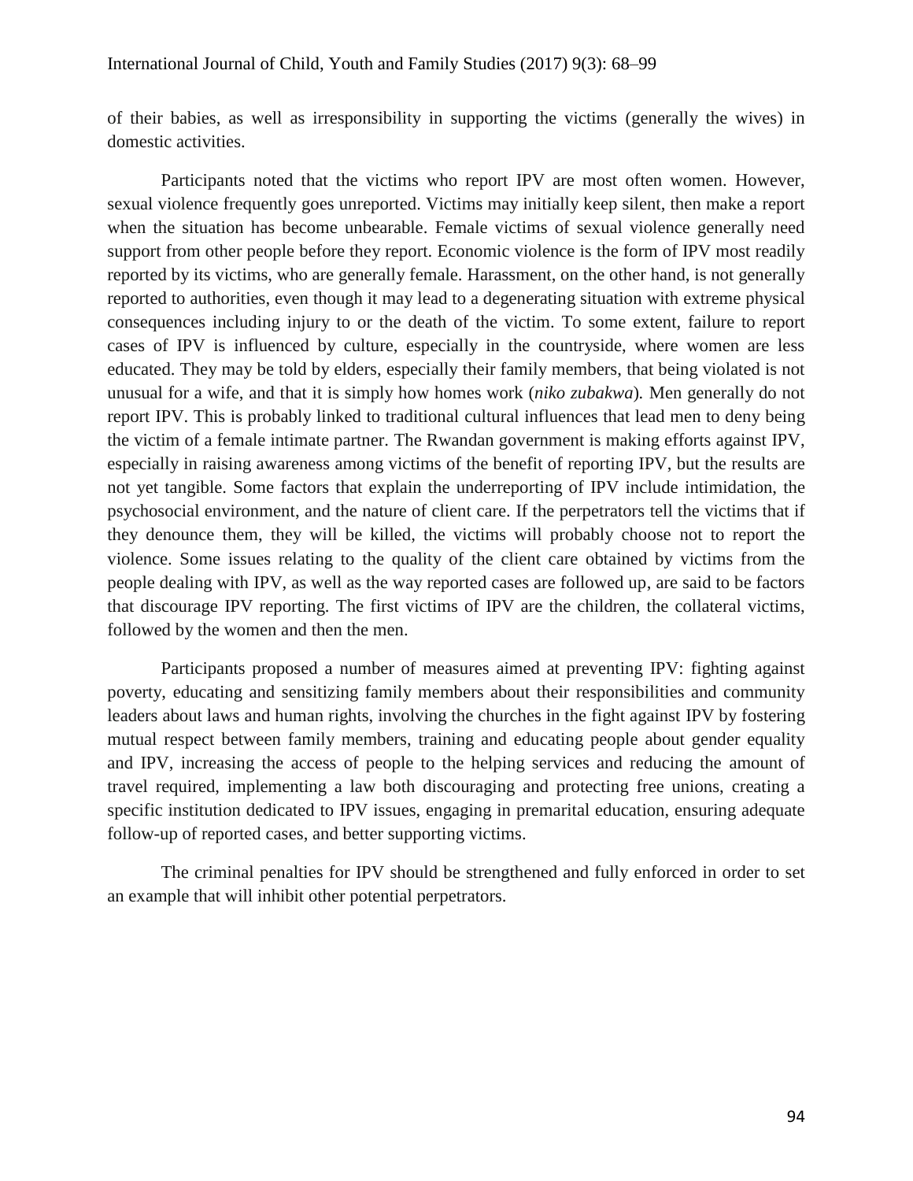of their babies, as well as irresponsibility in supporting the victims (generally the wives) in domestic activities.

Participants noted that the victims who report IPV are most often women. However, sexual violence frequently goes unreported. Victims may initially keep silent, then make a report when the situation has become unbearable. Female victims of sexual violence generally need support from other people before they report. Economic violence is the form of IPV most readily reported by its victims, who are generally female. Harassment, on the other hand, is not generally reported to authorities, even though it may lead to a degenerating situation with extreme physical consequences including injury to or the death of the victim. To some extent, failure to report cases of IPV is influenced by culture, especially in the countryside, where women are less educated. They may be told by elders, especially their family members, that being violated is not unusual for a wife, and that it is simply how homes work (*niko zubakwa*). Men generally do not report IPV. This is probably linked to traditional cultural influences that lead men to deny being the victim of a female intimate partner. The Rwandan government is making efforts against IPV, especially in raising awareness among victims of the benefit of reporting IPV, but the results are not yet tangible. Some factors that explain the underreporting of IPV include intimidation, the psychosocial environment, and the nature of client care. If the perpetrators tell the victims that if they denounce them, they will be killed, the victims will probably choose not to report the violence. Some issues relating to the quality of the client care obtained by victims from the people dealing with IPV, as well as the way reported cases are followed up, are said to be factors that discourage IPV reporting. The first victims of IPV are the children, the collateral victims, followed by the women and then the men.

Participants proposed a number of measures aimed at preventing IPV: fighting against poverty, educating and sensitizing family members about their responsibilities and community leaders about laws and human rights, involving the churches in the fight against IPV by fostering mutual respect between family members, training and educating people about gender equality and IPV, increasing the access of people to the helping services and reducing the amount of travel required, implementing a law both discouraging and protecting free unions, creating a specific institution dedicated to IPV issues, engaging in premarital education, ensuring adequate follow-up of reported cases, and better supporting victims.

The criminal penalties for IPV should be strengthened and fully enforced in order to set an example that will inhibit other potential perpetrators.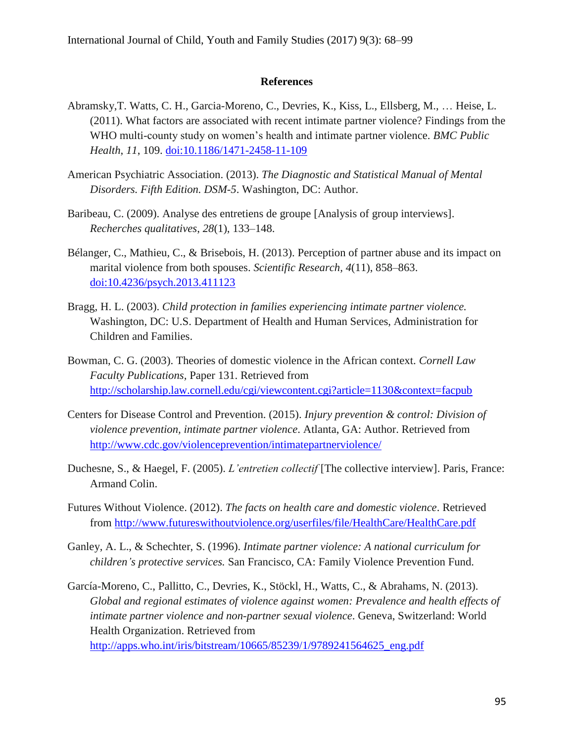## References

Abramsky,T. Watts, C. H., Garcia-Moreno, C., Devries, K., Kiss, L., Ellsberg, M., … Heise, L. (2011). What factors are associated with recent intimate partner violence? Findings from the WHO multi-county study on women's health and intimate partner violence. *BMC Public Health*, *11*, 109. doi:10.1186/1471-2458-11-109

American Psychiatric Association. (2013). *The Diagnostic and Statistical Manual of Mental Disorders. Fifth Edition. DSM-5*. Washington, DC: Author.

Baribeau, C. (2009). Analyse des entretiens de groupe [Analysis of group interviews]. *Recherches qualitatives*, *28*(1), 133–148.

Bélanger, C., Mathieu, C., & Brisebois, H. (2013). Perception of partner abuse and its impact on marital violence from both spouses. *Scientific Research, 4*(11), 858–863. doi:10.4236/psych.2013.411123

Bragg, H. L. (2003). *Child protection in families experiencing intimate partner violence.* Washington, DC: U.S. Department of Health and Human Services, Administration for Children and Families.

Bowman, C. G. (2003). Theories of domestic violence in the African context. *Cornell Law Faculty Publications*, Paper 131. Retrieved from http://scholarship.law.cornell.edu/cgi/viewcontent.cgi?article=1130&context=facpub

Centers for Disease Control and Prevention. (2015). *Injury prevention & control: Division of violence prevention, intimate partner violence*. Atlanta, GA: Author. Retrieved from http://www.cdc.gov/violenceprevention/intimatepartnerviolence/

Duchesne, S., & Haegel, F. (2005). *L'entretien collectif* [The collective interview]. Paris, France: Armand Colin.

Futures Without Violence. (2012). *The facts on health care and domestic violence*. Retrieved from http://www.futureswithoutviolence.org/userfiles/file/HealthCare/HealthCare.pdf

Ganley, A. L., & Schechter, S. (1996). *Intimate partner violence: A national curriculum for children's protective services.* San Francisco, CA: Family Violence Prevention Fund.

García-Moreno, C., Pallitto, C., Devries, K., Stöckl, H., Watts, C., & Abrahams, N. (2013). *Global and regional estimates of violence against women: Prevalence and health effects of intimate partner violence and non-partner sexual violence*. Geneva, Switzerland: World Health Organization. Retrieved from http://apps.who.int/iris/bitstream/10665/85239/1/9789241564625_eng.pdf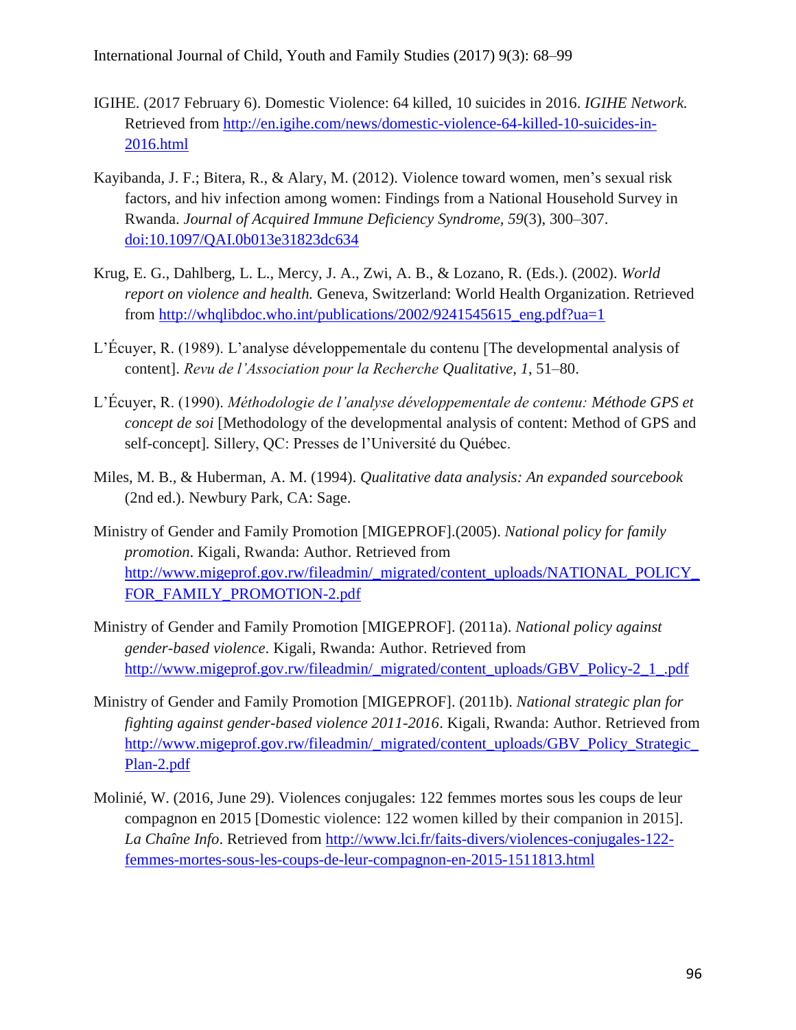IGIHE. (2017 February 6). Domestic Violence: 64 killed, 10 suicides in 2016. *IGIHE Network.* Retrieved from http://en.igihe.com/news/domestic-violence-64-killed-10-suicides-in-2016.html

Kayibanda, J. F.; Bitera, R., & Alary, M. (2012). Violence toward women, men's sexual risk factors, and hiv infection among women: Findings from a National Household Survey in Rwanda. *Journal of Acquired Immune Deficiency Syndrome*, *59*(3), 300–307. doi:10.1097/QAI.0b013e31823dc634

Krug, E. G., Dahlberg, L. L., Mercy, J. A., Zwi, A. B., & Lozano, R. (Eds.). (2002). *World report on violence and health.* Geneva, Switzerland: World Health Organization. Retrieved from http://whqlibdoc.who.int/publications/2002/9241545615_eng.pdf?ua=1

L'Écuyer, R. (1989). L'analyse développementale du contenu [The developmental analysis of content]. *Revu de l'Association pour la Recherche Qualitative, 1*, 51–80.

L'Écuyer, R. (1990). *Méthodologie de l'analyse développementale de contenu: Méthode GPS et concept de soi* [Methodology of the developmental analysis of content: Method of GPS and self-concept]. Sillery, QC: Presses de l'Université du Québec.

Miles, M. B., & Huberman, A. M. (1994). *Qualitative data analysis: An expanded sourcebook* (2nd ed.). Newbury Park, CA: Sage.

Ministry of Gender and Family Promotion [MIGEPROF].(2005). *National policy for family promotion*. Kigali, Rwanda: Author. Retrieved from http://www.migeprof.gov.rw/fileadmin/_migrated/content_uploads/NATIONAL_POLICY_FOR_FAMILY_PROMOTION-2.pdf

Ministry of Gender and Family Promotion [MIGEPROF]. (2011a). *National policy against gender-based violence*. Kigali, Rwanda: Author. Retrieved from http://www.migeprof.gov.rw/fileadmin/_migrated/content_uploads/GBV_Policy-2_1_.pdf

Ministry of Gender and Family Promotion [MIGEPROF]. (2011b). *National strategic plan for fighting against gender-based violence 2011-2016*. Kigali, Rwanda: Author. Retrieved from http://www.migeprof.gov.rw/fileadmin/_migrated/content_uploads/GBV_Policy_Strategic_Plan-2.pdf

Molinié, W. (2016, June 29). Violences conjugales: 122 femmes mortes sous les coups de leur compagnon en 2015 [Domestic violence: 122 women killed by their companion in 2015]. *La Chaîne Info*. Retrieved from http://www.lci.fr/faits-divers/violences-conjugales-122-femmes-mortes-sous-les-coups-de-leur-compagnon-en-2015-1511813.html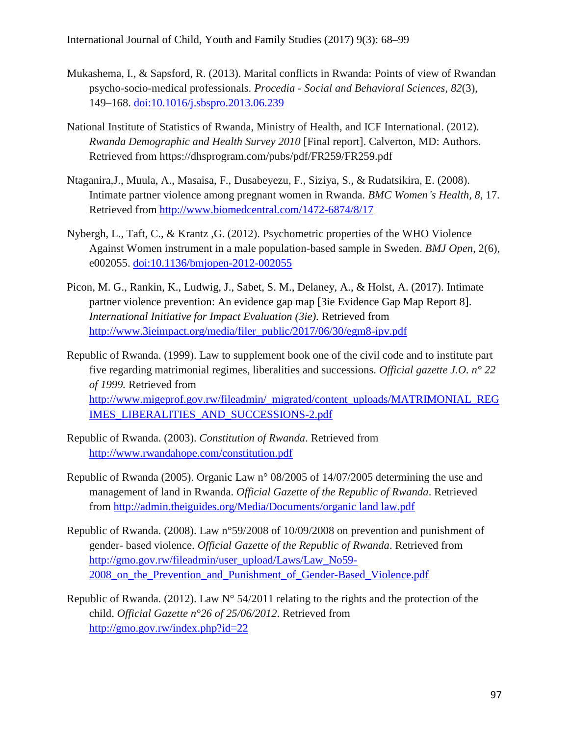Mukashema, I., & Sapsford, R. (2013). Marital conflicts in Rwanda: Points of view of Rwandan psycho-socio-medical professionals. *Procedia - Social and Behavioral Sciences, 82*(3), 149–168. doi:10.1016/j.sbspro.2013.06.239

National Institute of Statistics of Rwanda, Ministry of Health, and ICF International. (2012). *Rwanda Demographic and Health Survey 2010* [Final report]. Calverton, MD: Authors. Retrieved from https://dhsprogram.com/pubs/pdf/FR259/FR259.pdf

Ntaganira,J., Muula, A., Masaisa, F., Dusabeyezu, F., Siziya, S., & Rudatsikira, E. (2008). Intimate partner violence among pregnant women in Rwanda. *BMC Women's Health, 8*, 17. Retrieved from http://www.biomedcentral.com/1472-6874/8/17

Nybergh, L., Taft, C., & Krantz ,G. (2012). Psychometric properties of the WHO Violence Against Women instrument in a male population-based sample in Sweden. *BMJ Open*, 2(6), e002055. doi:10.1136/bmjopen-2012-002055

Picon, M. G., Rankin, K., Ludwig, J., Sabet, S. M., Delaney, A., & Holst, A. (2017). Intimate partner violence prevention: An evidence gap map [3ie Evidence Gap Map Report 8]. *International Initiative for Impact Evaluation (3ie).* Retrieved from http://www.3ieimpact.org/media/filer_public/2017/06/30/egm8-ipv.pdf

Republic of Rwanda. (1999). Law to supplement book one of the civil code and to institute part five regarding matrimonial regimes, liberalities and successions. *Official gazette J.O. n° 22 of 1999.* Retrieved from http://www.migeprof.gov.rw/fileadmin/_migrated/content_uploads/MATRIMONIAL_REGIMES_LIBERALITIES_AND_SUCCESSIONS-2.pdf

Republic of Rwanda. (2003). *Constitution of Rwanda*. Retrieved from http://www.rwandahope.com/constitution.pdf

Republic of Rwanda (2005). Organic Law n° 08/2005 of 14/07/2005 determining the use and management of land in Rwanda. *Official Gazette of the Republic of Rwanda*. Retrieved from http://admin.theiguides.org/Media/Documents/organic land law.pdf

Republic of Rwanda. (2008). Law n°59/2008 of 10/09/2008 on prevention and punishment of gender- based violence. *Official Gazette of the Republic of Rwanda*. Retrieved from http://gmo.gov.rw/fileadmin/user_upload/Laws/Law_No59-2008_on_the_Prevention_and_Punishment_of_Gender-Based_Violence.pdf

Republic of Rwanda. (2012). Law N° 54/2011 relating to the rights and the protection of the child. *Official Gazette n°26 of 25/06/2012*. Retrieved from http://gmo.gov.rw/index.php?id=22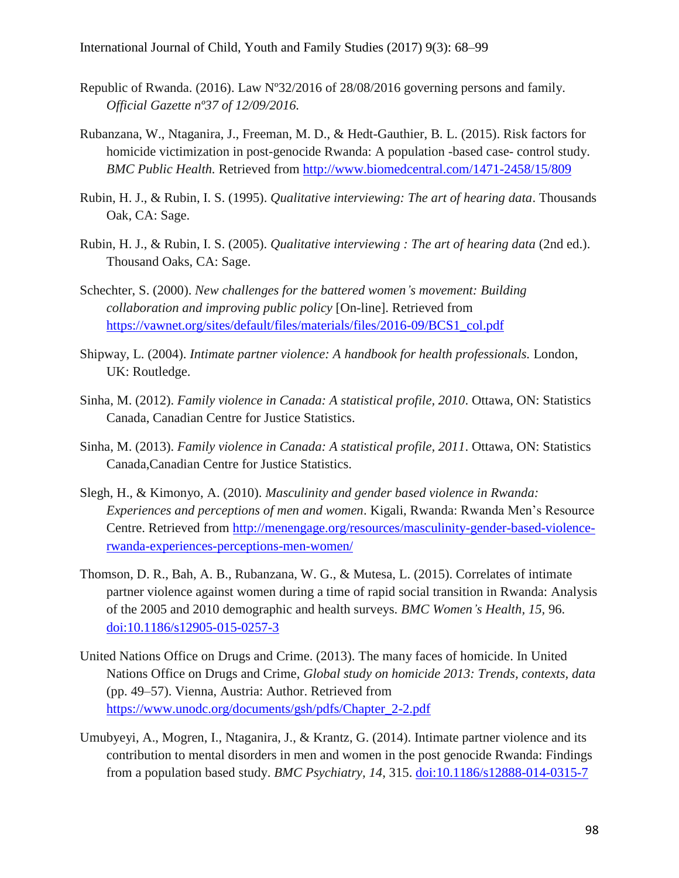Republic of Rwanda. (2016). Law Nº32/2016 of 28/08/2016 governing persons and family. *Official Gazette nº37 of 12/09/2016.*

Rubanzana, W., Ntaganira, J., Freeman, M. D., & Hedt-Gauthier, B. L. (2015). Risk factors for homicide victimization in post-genocide Rwanda: A population -based case- control study. *BMC Public Health.* Retrieved from http://www.biomedcentral.com/1471-2458/15/809

Rubin, H. J., & Rubin, I. S. (1995). *Qualitative interviewing: The art of hearing data*. Thousands Oak, CA: Sage.

Rubin, H. J., & Rubin, I. S. (2005). *Qualitative interviewing : The art of hearing data* (2nd ed.). Thousand Oaks, CA: Sage.

Schechter, S. (2000). *New challenges for the battered women's movement: Building collaboration and improving public policy* [On-line]. Retrieved from https://vawnet.org/sites/default/files/materials/files/2016-09/BCS1_col.pdf

Shipway, L. (2004). *Intimate partner violence: A handbook for health professionals.* London, UK: Routledge.

Sinha, M. (2012). *Family violence in Canada: A statistical profile, 2010*. Ottawa, ON: Statistics Canada, Canadian Centre for Justice Statistics.

Sinha, M. (2013). *Family violence in Canada: A statistical profile, 2011*. Ottawa, ON: Statistics Canada,Canadian Centre for Justice Statistics.

Slegh, H., & Kimonyo, A. (2010). *Masculinity and gender based violence in Rwanda: Experiences and perceptions of men and women*. Kigali, Rwanda: Rwanda Men's Resource Centre. Retrieved from http://menengage.org/resources/masculinity-gender-based-violence-rwanda-experiences-perceptions-men-women/

Thomson, D. R., Bah, A. B., Rubanzana, W. G., & Mutesa, L. (2015). Correlates of intimate partner violence against women during a time of rapid social transition in Rwanda: Analysis of the 2005 and 2010 demographic and health surveys. *BMC Women's Health, 15,* 96. doi:10.1186/s12905-015-0257-3

United Nations Office on Drugs and Crime. (2013). The many faces of homicide. In United Nations Office on Drugs and Crime, *Global study on homicide 2013: Trends, contexts, data* (pp. 49–57). Vienna, Austria: Author. Retrieved from https://www.unodc.org/documents/gsh/pdfs/Chapter_2-2.pdf

Umubyeyi, A., Mogren, I., Ntaganira, J., & Krantz, G. (2014). Intimate partner violence and its contribution to mental disorders in men and women in the post genocide Rwanda: Findings from a population based study. *BMC Psychiatry, 14*, 315. doi:10.1186/s12888-014-0315-7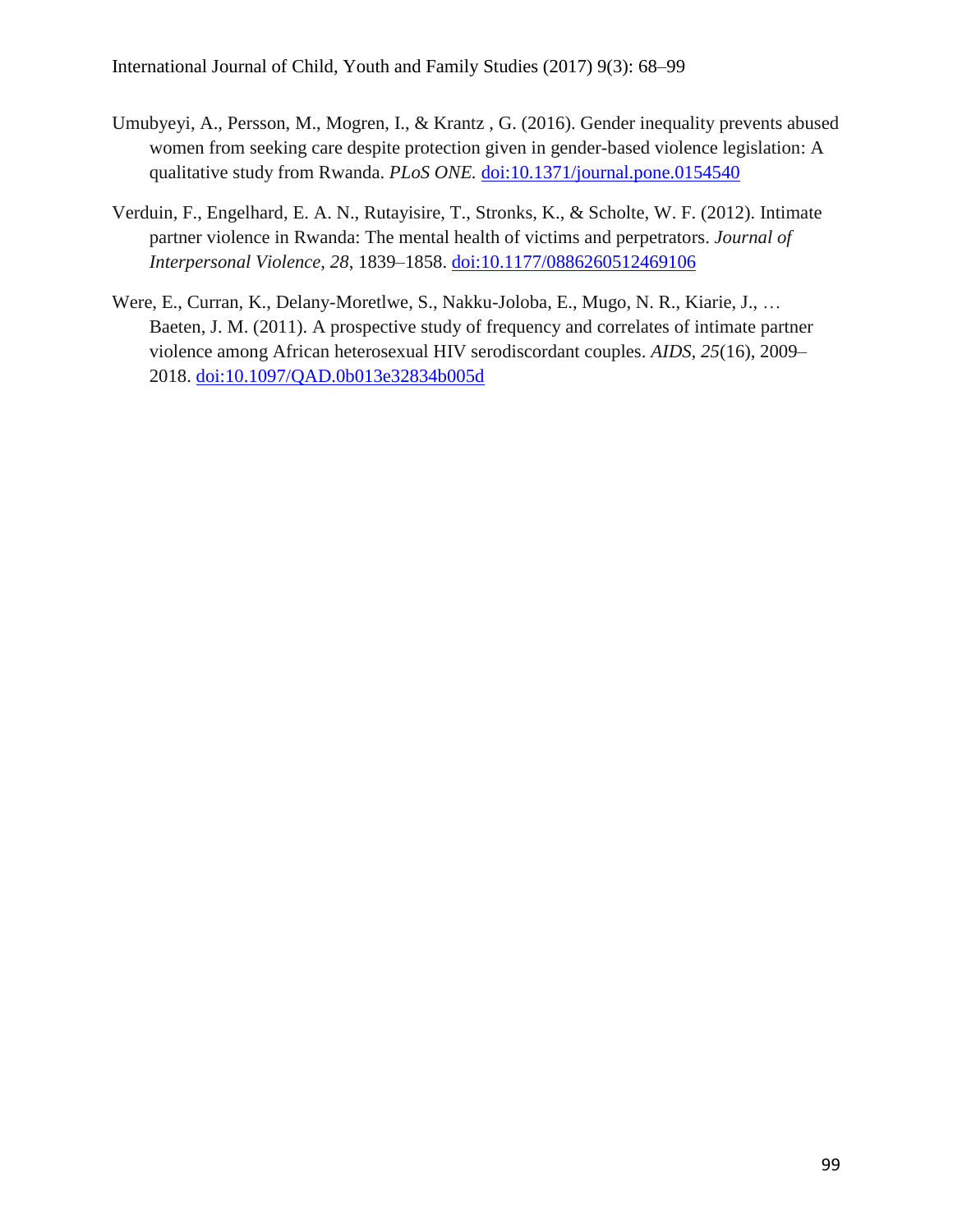Umubyeyi, A., Persson, M., Mogren, I., & Krantz , G. (2016). Gender inequality prevents abused women from seeking care despite protection given in gender-based violence legislation: A qualitative study from Rwanda. *PLoS ONE.* doi:10.1371/journal.pone.0154540

Verduin, F., Engelhard, E. A. N., Rutayisire, T., Stronks, K., & Scholte, W. F. (2012). Intimate partner violence in Rwanda: The mental health of victims and perpetrators. *Journal of Interpersonal Violence, 28*, 1839–1858. doi:10.1177/0886260512469106

Were, E., Curran, K., Delany-Moretlwe, S., Nakku-Joloba, E., Mugo, N. R., Kiarie, J., … Baeten, J. M. (2011). A prospective study of frequency and correlates of intimate partner violence among African heterosexual HIV serodiscordant couples. *AIDS, 25*(16), 2009–2018. doi:10.1097/QAD.0b013e32834b005d